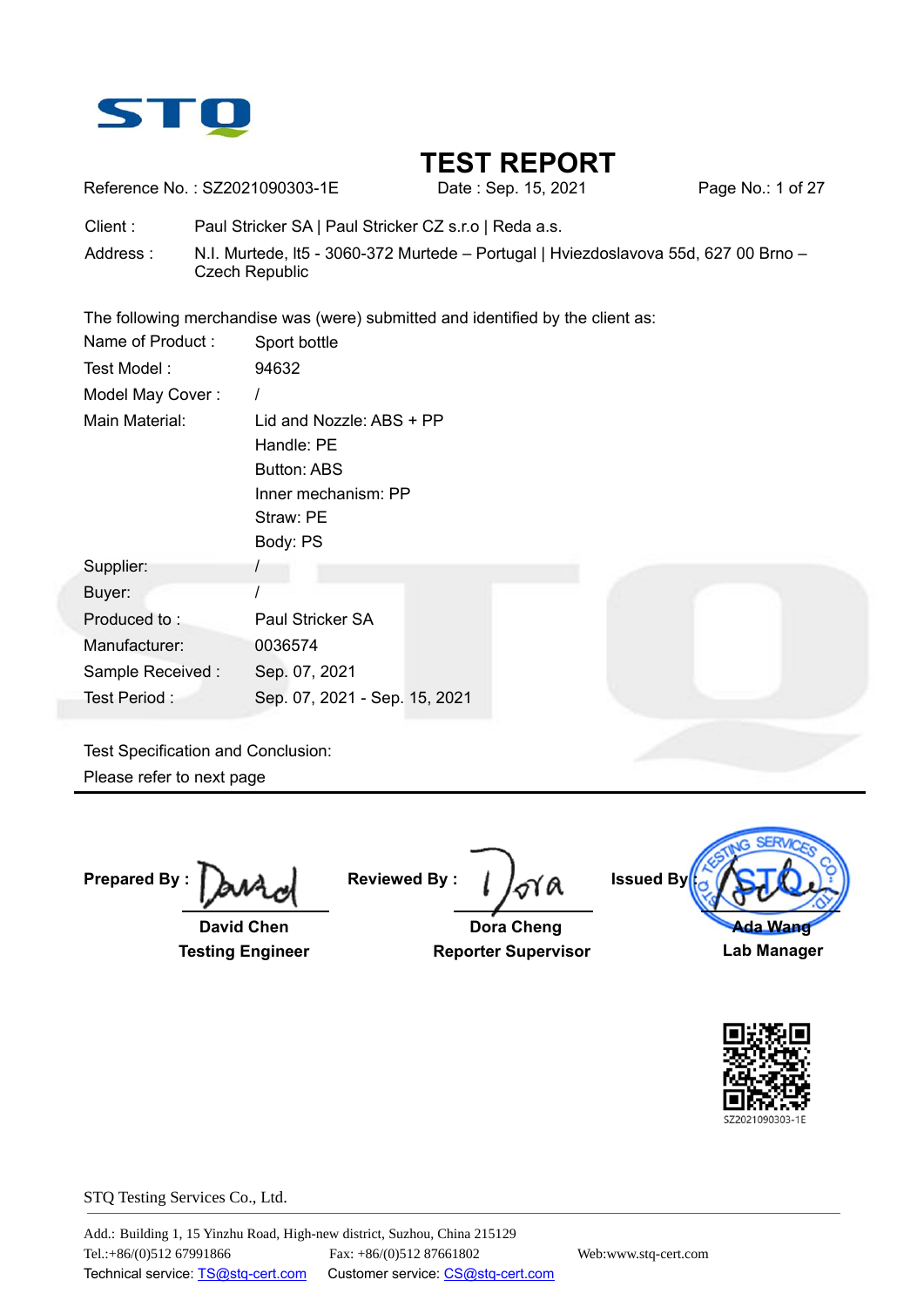# TEST REPORT

Reference No. : SZ2021090303-1E  Date : Sep. 15, 2021

Client : Paul Stricker SA | Paul Stricker CZ s.r.o | Reda a.s.

Address : N.I. Murtede, lt5 - 3060-372 Murtede – Portugal | Hviezdoslavova 55d, 627 00 Brno – Czech Republic

The following merchandise was (were) submitted and identified by the client as:

| | |
|---|---|
| Name of Product : | Sport bottle |
| Test Model : | 94632 |
| Model May Cover : | / |
| Main Material: | Lid and Nozzle: ABS + PP<br>Handle: PE<br>Button: ABS<br>Inner mechanism: PP<br>Straw: PE<br>Body: PS |
| Supplier: | / |
| Buyer: | / |
| Produced to : | Paul Stricker SA |
| Manufacturer: | 0036574 |
| Sample Received : | Sep. 07, 2021 |
| Test Period : | Sep. 07, 2021 - Sep. 15, 2021 |

Test Specification and Conclusion:

Please refer to next page

---

**Prepared By :** 
**David Chen**
**Testing Engineer**

**Reviewed By :** 
**Dora Cheng**
**Reporter Supervisor**

**Issued By :** 
**Ada Wang**
**Lab Manager**

SZ2021090303-1E

STQ Testing Services Co., Ltd.

Add.: Building 1, 15 Yinzhu Road, High-new district, Suzhou, China 215129

Tel.:+86/(0)512 67991866  Fax: +86/(0)512 87661802  Web:www.stq-cert.com

Technical service: TS@stq-cert.com  Customer service: CS@stq-cert.com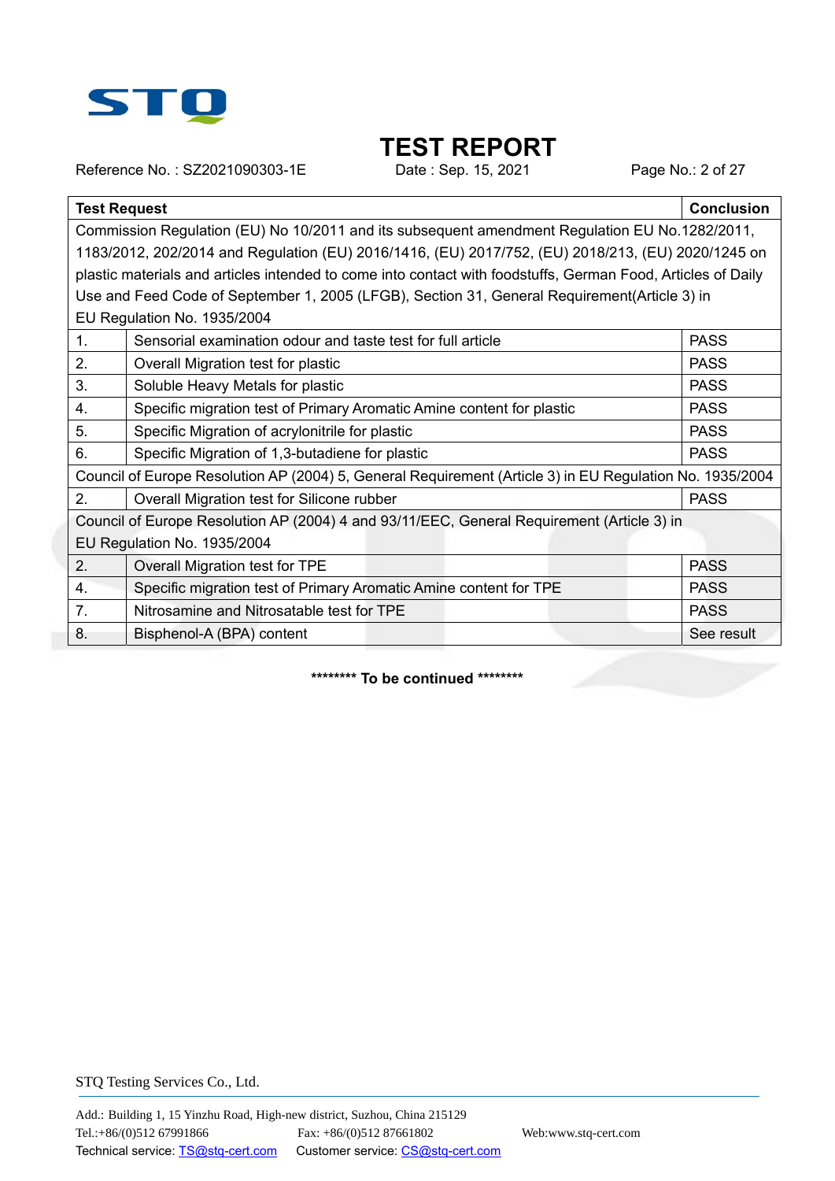# TEST REPORT

Reference No. : SZ2021090303-1E Date : Sep. 15, 2021

| Test Request | | Conclusion |
|---|---|---|
| Commission Regulation (EU) No 10/2011 and its subsequent amendment Regulation EU No.1282/2011, 1183/2012, 202/2014 and Regulation (EU) 2016/1416, (EU) 2017/752, (EU) 2018/213, (EU) 2020/1245 on plastic materials and articles intended to come into contact with foodstuffs, German Food, Articles of Daily Use and Feed Code of September 1, 2005 (LFGB), Section 31, General Requirement(Article 3) in EU Regulation No. 1935/2004 | | |
| 1. | Sensorial examination odour and taste test for full article | PASS |
| 2. | Overall Migration test for plastic | PASS |
| 3. | Soluble Heavy Metals for plastic | PASS |
| 4. | Specific migration test of Primary Aromatic Amine content for plastic | PASS |
| 5. | Specific Migration of acrylonitrile for plastic | PASS |
| 6. | Specific Migration of 1,3-butadiene for plastic | PASS |
| Council of Europe Resolution AP (2004) 5, General Requirement (Article 3) in EU Regulation No. 1935/2004 | | |
| 2. | Overall Migration test for Silicone rubber | PASS |
| Council of Europe Resolution AP (2004) 4 and 93/11/EEC, General Requirement (Article 3) in EU Regulation No. 1935/2004 | | |
| 2. | Overall Migration test for TPE | PASS |
| 4. | Specific migration test of Primary Aromatic Amine content for TPE | PASS |
| 7. | Nitrosamine and Nitrosatable test for TPE | PASS |
| 8. | Bisphenol-A (BPA) content | See result |

******** **To be continued** ********

STQ Testing Services Co., Ltd.

Add.: Building 1, 15 Yinzhu Road, High-new district, Suzhou, China 215129
Tel.:+86/(0)512 67991866 Fax: +86/(0)512 87661802 Web:www.stq-cert.com
Technical service: TS@stq-cert.com Customer service: CS@stq-cert.com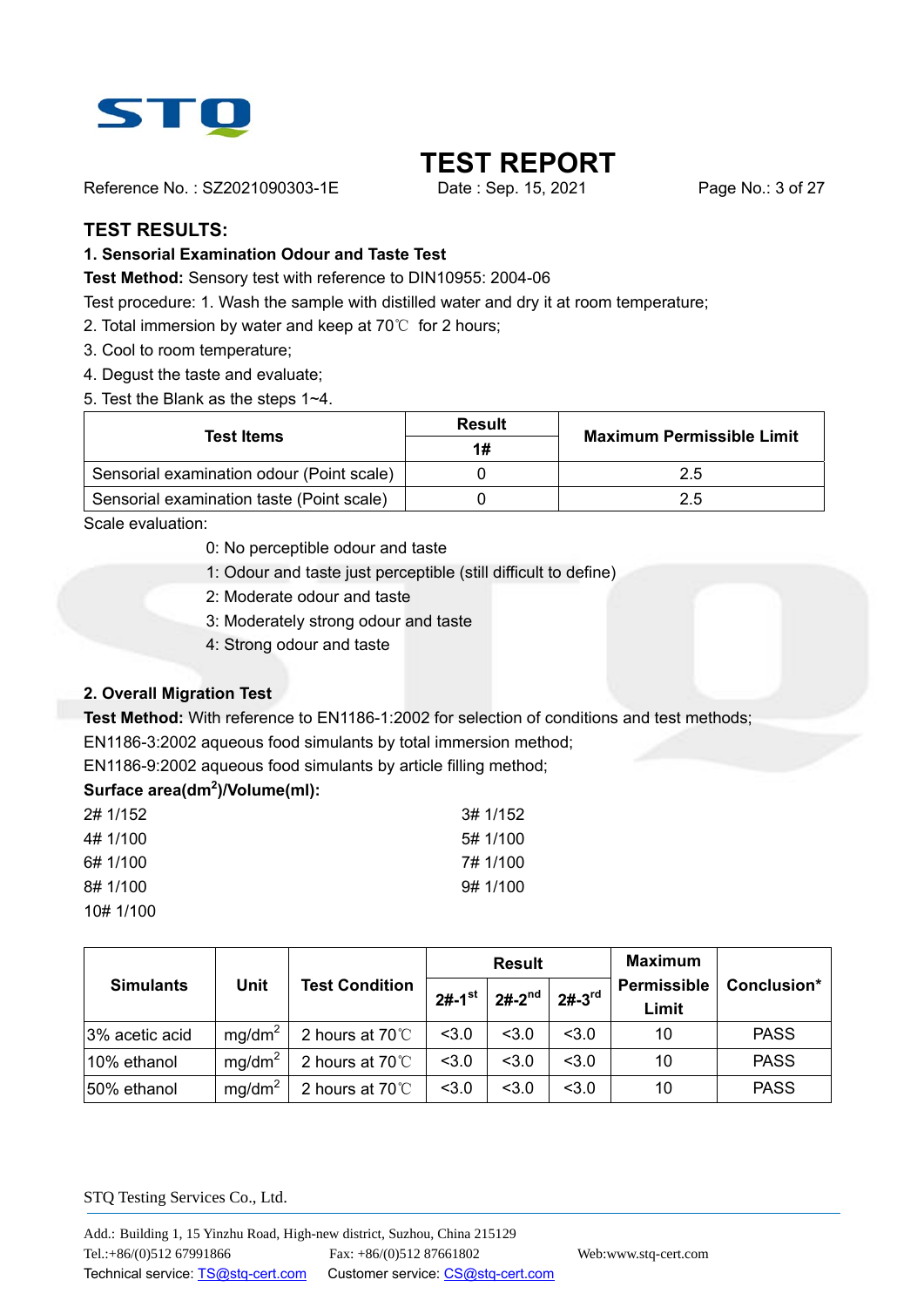# TEST REPORT

Reference No. : SZ2021090303-1E Date : Sep. 15, 2021

## TEST RESULTS:

### 1. Sensorial Examination Odour and Taste Test

**Test Method:** Sensory test with reference to DIN10955: 2004-06

Test procedure: 1. Wash the sample with distilled water and dry it at room temperature;

2. Total immersion by water and keep at 70℃ for 2 hours;

3. Cool to room temperature;

4. Degust the taste and evaluate;

5. Test the Blank as the steps 1~4.

| Test Items | Result | Maximum Permissible Limit |
|---|---|---|
| | 1# | |
| Sensorial examination odour (Point scale) | 0 | 2.5 |
| Sensorial examination taste (Point scale) | 0 | 2.5 |

Scale evaluation:

0: No perceptible odour and taste

1: Odour and taste just perceptible (still difficult to define)

2: Moderate odour and taste

3: Moderately strong odour and taste

4: Strong odour and taste

### 2. Overall Migration Test

**Test Method:** With reference to EN1186-1:2002 for selection of conditions and test methods;

EN1186-3:2002 aqueous food simulants by total immersion method;

EN1186-9:2002 aqueous food simulants by article filling method;

**Surface area($dm^2$)/Volume(ml):**

2# 1/152
3# 1/152
4# 1/100
5# 1/100
6# 1/100
7# 1/100
8# 1/100
9# 1/100
10# 1/100

| Simulants | Unit | Test Condition | Result | | | Maximum Permissible Limit | Conclusion* |
|---|---|---|---|---|---|---|---|
| | | | 2#-1st | 2#-2nd | 2#-3rd | | |
| 3% acetic acid | $mg/dm^2$ | 2 hours at 70℃ | <3.0 | <3.0 | <3.0 | 10 | PASS |
| 10% ethanol | $mg/dm^2$ | 2 hours at 70℃ | <3.0 | <3.0 | <3.0 | 10 | PASS |
| 50% ethanol | $mg/dm^2$ | 2 hours at 70℃ | <3.0 | <3.0 | <3.0 | 10 | PASS |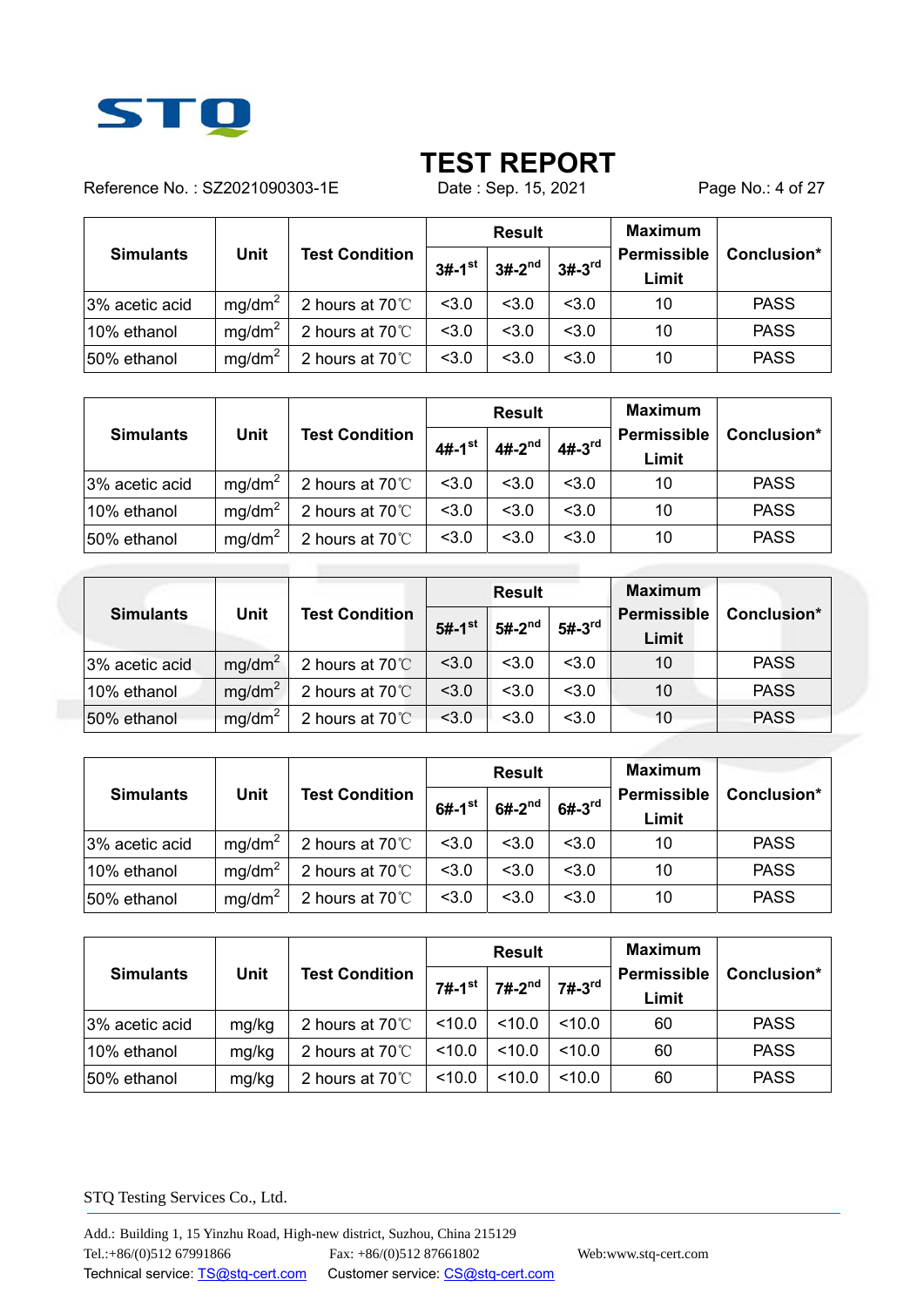# TEST REPORT

Reference No. : SZ2021090303-1E Date : Sep. 15, 2021

| Simulants | Unit | Test Condition | Result | | | Maximum Permissible Limit | Conclusion* |
|---|---|---|---|---|---|---|---|
| | | | 3#-1st | 3#-2nd | 3#-3rd | | |
| 3% acetic acid | $mg/dm^2$ | 2 hours at 70℃ | <3.0 | <3.0 | <3.0 | 10 | PASS |
| 10% ethanol | $mg/dm^2$ | 2 hours at 70℃ | <3.0 | <3.0 | <3.0 | 10 | PASS |
| 50% ethanol | $mg/dm^2$ | 2 hours at 70℃ | <3.0 | <3.0 | <3.0 | 10 | PASS |

| Simulants | Unit | Test Condition | Result | | | Maximum Permissible Limit | Conclusion* |
|---|---|---|---|---|---|---|---|
| | | | 4#-1st | 4#-2nd | 4#-3rd | | |
| 3% acetic acid | $mg/dm^2$ | 2 hours at 70℃ | <3.0 | <3.0 | <3.0 | 10 | PASS |
| 10% ethanol | $mg/dm^2$ | 2 hours at 70℃ | <3.0 | <3.0 | <3.0 | 10 | PASS |
| 50% ethanol | $mg/dm^2$ | 2 hours at 70℃ | <3.0 | <3.0 | <3.0 | 10 | PASS |

| Simulants | Unit | Test Condition | Result | | | Maximum Permissible Limit | Conclusion* |
|---|---|---|---|---|---|---|---|
| | | | 5#-1st | 5#-2nd | 5#-3rd | | |
| 3% acetic acid | $mg/dm^2$ | 2 hours at 70℃ | <3.0 | <3.0 | <3.0 | 10 | PASS |
| 10% ethanol | $mg/dm^2$ | 2 hours at 70℃ | <3.0 | <3.0 | <3.0 | 10 | PASS |
| 50% ethanol | $mg/dm^2$ | 2 hours at 70℃ | <3.0 | <3.0 | <3.0 | 10 | PASS |

| Simulants | Unit | Test Condition | Result | | | Maximum Permissible Limit | Conclusion* |
|---|---|---|---|---|---|---|---|
| | | | 6#-1st | 6#-2nd | 6#-3rd | | |
| 3% acetic acid | $mg/dm^2$ | 2 hours at 70℃ | <3.0 | <3.0 | <3.0 | 10 | PASS |
| 10% ethanol | $mg/dm^2$ | 2 hours at 70℃ | <3.0 | <3.0 | <3.0 | 10 | PASS |
| 50% ethanol | $mg/dm^2$ | 2 hours at 70℃ | <3.0 | <3.0 | <3.0 | 10 | PASS |

| Simulants | Unit | Test Condition | Result | | | Maximum Permissible Limit | Conclusion* |
|---|---|---|---|---|---|---|---|
| | | | 7#-1st | 7#-2nd | 7#-3rd | | |
| 3% acetic acid | mg/kg | 2 hours at 70℃ | <10.0 | <10.0 | <10.0 | 60 | PASS |
| 10% ethanol | mg/kg | 2 hours at 70℃ | <10.0 | <10.0 | <10.0 | 60 | PASS |
| 50% ethanol | mg/kg | 2 hours at 70℃ | <10.0 | <10.0 | <10.0 | 60 | PASS |

STQ Testing Services Co., Ltd.

Add.: Building 1, 15 Yinzhu Road, High-new district, Suzhou, China 215129
Tel.:+86/(0)512 67991866 Fax: +86/(0)512 87661802 Web:www.stq-cert.com
Technical service: TS@stq-cert.com Customer service: CS@stq-cert.com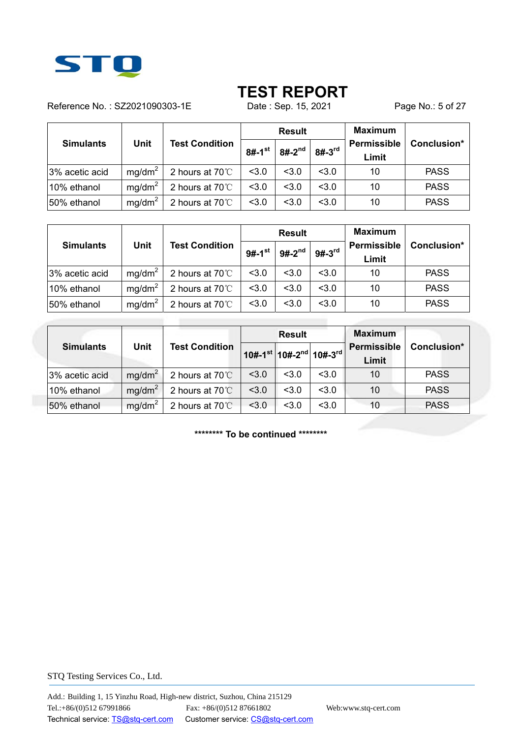# TEST REPORT

Reference No. : SZ2021090303-1E    Date : Sep. 15, 2021

| Simulants | Unit | Test Condition | Result | | | Maximum Permissible Limit | Conclusion* |
|---|---|---|---|---|---|---|---|
| | | | 8#-1st | 8#-2nd | 8#-3rd | | |
| 3% acetic acid | $mg/dm^2$ | 2 hours at 70℃ | <3.0 | <3.0 | <3.0 | 10 | PASS |
| 10% ethanol | $mg/dm^2$ | 2 hours at 70℃ | <3.0 | <3.0 | <3.0 | 10 | PASS |
| 50% ethanol | $mg/dm^2$ | 2 hours at 70℃ | <3.0 | <3.0 | <3.0 | 10 | PASS |

| Simulants | Unit | Test Condition | Result | | | Maximum Permissible Limit | Conclusion* |
|---|---|---|---|---|---|---|---|
| | | | 9#-1st | 9#-2nd | 9#-3rd | | |
| 3% acetic acid | $mg/dm^2$ | 2 hours at 70℃ | <3.0 | <3.0 | <3.0 | 10 | PASS |
| 10% ethanol | $mg/dm^2$ | 2 hours at 70℃ | <3.0 | <3.0 | <3.0 | 10 | PASS |
| 50% ethanol | $mg/dm^2$ | 2 hours at 70℃ | <3.0 | <3.0 | <3.0 | 10 | PASS |

| Simulants | Unit | Test Condition | Result | | | Maximum Permissible Limit | Conclusion* |
|---|---|---|---|---|---|---|---|
| | | | 10#-1st | 10#-2nd | 10#-3rd | | |
| 3% acetic acid | $mg/dm^2$ | 2 hours at 70℃ | <3.0 | <3.0 | <3.0 | 10 | PASS |
| 10% ethanol | $mg/dm^2$ | 2 hours at 70℃ | <3.0 | <3.0 | <3.0 | 10 | PASS |
| 50% ethanol | $mg/dm^2$ | 2 hours at 70℃ | <3.0 | <3.0 | <3.0 | 10 | PASS |

******** To be continued ********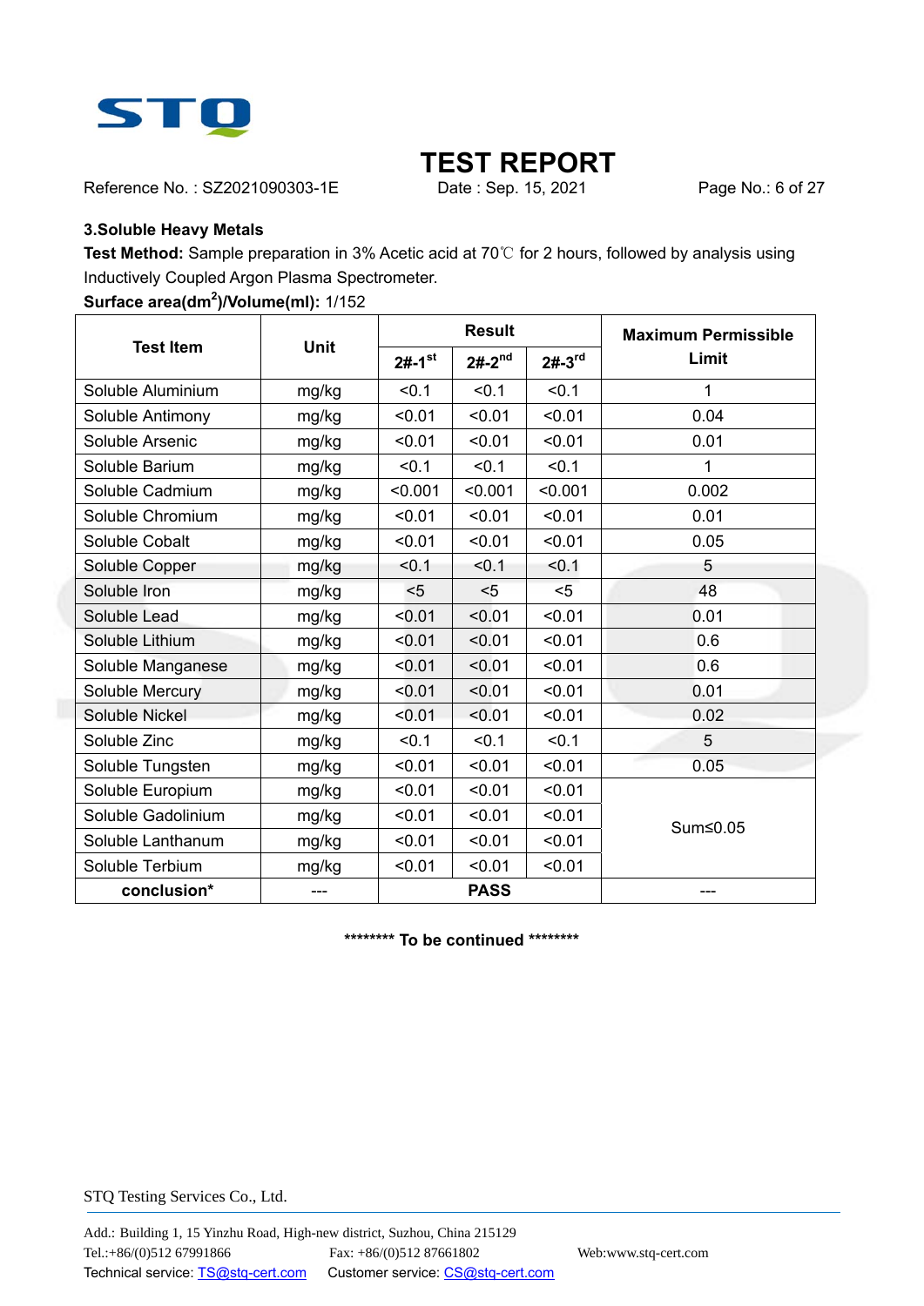# TEST REPORT

Reference No. : SZ2021090303-1E Date : Sep. 15, 2021

### 3.Soluble Heavy Metals

**Test Method:** Sample preparation in 3% Acetic acid at 70℃ for 2 hours, followed by analysis using Inductively Coupled Argon Plasma Spectrometer.

**Surface area($dm^2$)/Volume(ml):** 1/152

| Test Item | Unit | Result | | | Maximum Permissible Limit |
|---|---|---|---|---|---|
| | | 2#-1st | 2#-2nd | 2#-3rd | |
| Soluble Aluminium | mg/kg | <0.1 | <0.1 | <0.1 | 1 |
| Soluble Antimony | mg/kg | <0.01 | <0.01 | <0.01 | 0.04 |
| Soluble Arsenic | mg/kg | <0.01 | <0.01 | <0.01 | 0.01 |
| Soluble Barium | mg/kg | <0.1 | <0.1 | <0.1 | 1 |
| Soluble Cadmium | mg/kg | <0.001 | <0.001 | <0.001 | 0.002 |
| Soluble Chromium | mg/kg | <0.01 | <0.01 | <0.01 | 0.01 |
| Soluble Cobalt | mg/kg | <0.01 | <0.01 | <0.01 | 0.05 |
| Soluble Copper | mg/kg | <0.1 | <0.1 | <0.1 | 5 |
| Soluble Iron | mg/kg | <5 | <5 | <5 | 48 |
| Soluble Lead | mg/kg | <0.01 | <0.01 | <0.01 | 0.01 |
| Soluble Lithium | mg/kg | <0.01 | <0.01 | <0.01 | 0.6 |
| Soluble Manganese | mg/kg | <0.01 | <0.01 | <0.01 | 0.6 |
| Soluble Mercury | mg/kg | <0.01 | <0.01 | <0.01 | 0.01 |
| Soluble Nickel | mg/kg | <0.01 | <0.01 | <0.01 | 0.02 |
| Soluble Zinc | mg/kg | <0.1 | <0.1 | <0.1 | 5 |
| Soluble Tungsten | mg/kg | <0.01 | <0.01 | <0.01 | 0.05 |
| Soluble Europium | mg/kg | <0.01 | <0.01 | <0.01 | Sum≤0.05 |
| Soluble Gadolinium | mg/kg | <0.01 | <0.01 | <0.01 | |
| Soluble Lanthanum | mg/kg | <0.01 | <0.01 | <0.01 | |
| Soluble Terbium | mg/kg | <0.01 | <0.01 | <0.01 | |
| **conclusion*** | --- | **PASS** | | | --- |

******** To be continued ********

STQ Testing Services Co., Ltd.

Add.: Building 1, 15 Yinzhu Road, High-new district, Suzhou, China 215129
Tel.:+86/(0)512 67991866 Fax: +86/(0)512 87661802 Web:www.stq-cert.com
Technical service: TS@stq-cert.com Customer service: CS@stq-cert.com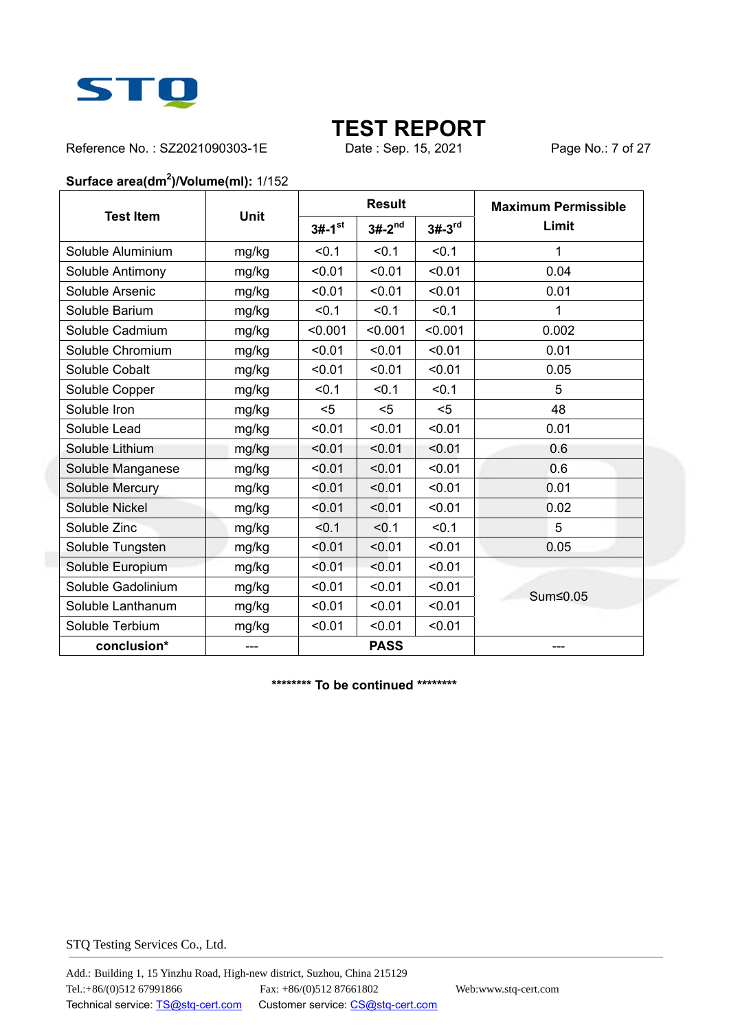# TEST REPORT

Reference No. : SZ2021090303-1E Date : Sep. 15, 2021

**Surface area($dm^2$)/Volume(ml):** 1/152

| Test Item | Unit | Result | | | Maximum Permissible Limit |
|---|---|---|---|---|---|
| | | 3#-1st | 3#-2nd | 3#-3rd | |
| Soluble Aluminium | mg/kg | <0.1 | <0.1 | <0.1 | 1 |
| Soluble Antimony | mg/kg | <0.01 | <0.01 | <0.01 | 0.04 |
| Soluble Arsenic | mg/kg | <0.01 | <0.01 | <0.01 | 0.01 |
| Soluble Barium | mg/kg | <0.1 | <0.1 | <0.1 | 1 |
| Soluble Cadmium | mg/kg | <0.001 | <0.001 | <0.001 | 0.002 |
| Soluble Chromium | mg/kg | <0.01 | <0.01 | <0.01 | 0.01 |
| Soluble Cobalt | mg/kg | <0.01 | <0.01 | <0.01 | 0.05 |
| Soluble Copper | mg/kg | <0.1 | <0.1 | <0.1 | 5 |
| Soluble Iron | mg/kg | <5 | <5 | <5 | 48 |
| Soluble Lead | mg/kg | <0.01 | <0.01 | <0.01 | 0.01 |
| Soluble Lithium | mg/kg | <0.01 | <0.01 | <0.01 | 0.6 |
| Soluble Manganese | mg/kg | <0.01 | <0.01 | <0.01 | 0.6 |
| Soluble Mercury | mg/kg | <0.01 | <0.01 | <0.01 | 0.01 |
| Soluble Nickel | mg/kg | <0.01 | <0.01 | <0.01 | 0.02 |
| Soluble Zinc | mg/kg | <0.1 | <0.1 | <0.1 | 5 |
| Soluble Tungsten | mg/kg | <0.01 | <0.01 | <0.01 | 0.05 |
| Soluble Europium | mg/kg | <0.01 | <0.01 | <0.01 | Sum≤0.05 |
| Soluble Gadolinium | mg/kg | <0.01 | <0.01 | <0.01 | |
| Soluble Lanthanum | mg/kg | <0.01 | <0.01 | <0.01 | |
| Soluble Terbium | mg/kg | <0.01 | <0.01 | <0.01 | |
| **conclusion*** | --- | **PASS** | | | --- |

**\*\*\*\*\*\*\*\* To be continued \*\*\*\*\*\*\*\***

STQ Testing Services Co., Ltd.

Add.: Building 1, 15 Yinzhu Road, High-new district, Suzhou, China 215129
Tel.:+86/(0)512 67991866 Fax: +86/(0)512 87661802 Web:www.stq-cert.com
Technical service: TS@stq-cert.com Customer service: CS@stq-cert.com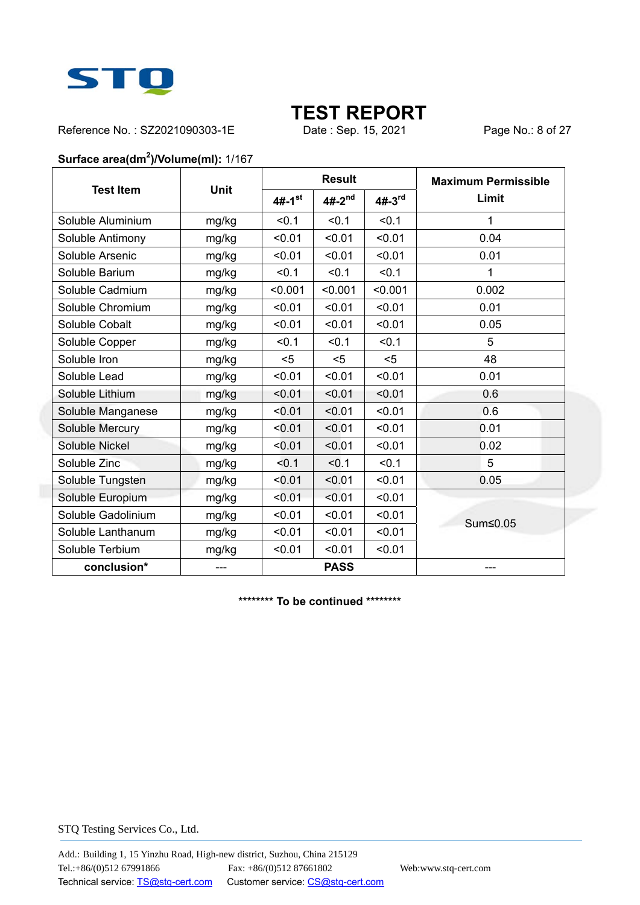# TEST REPORT

Reference No. : SZ2021090303-1E    Date : Sep. 15, 2021

**Surface area($dm^2$)/Volume(ml):** 1/167

| Test Item | Unit | Result | | | Maximum Permissible Limit |
|---|---|---|---|---|---|
| | | 4#-1st | 4#-2nd | 4#-3rd | |
| Soluble Aluminium | mg/kg | <0.1 | <0.1 | <0.1 | 1 |
| Soluble Antimony | mg/kg | <0.01 | <0.01 | <0.01 | 0.04 |
| Soluble Arsenic | mg/kg | <0.01 | <0.01 | <0.01 | 0.01 |
| Soluble Barium | mg/kg | <0.1 | <0.1 | <0.1 | 1 |
| Soluble Cadmium | mg/kg | <0.001 | <0.001 | <0.001 | 0.002 |
| Soluble Chromium | mg/kg | <0.01 | <0.01 | <0.01 | 0.01 |
| Soluble Cobalt | mg/kg | <0.01 | <0.01 | <0.01 | 0.05 |
| Soluble Copper | mg/kg | <0.1 | <0.1 | <0.1 | 5 |
| Soluble Iron | mg/kg | <5 | <5 | <5 | 48 |
| Soluble Lead | mg/kg | <0.01 | <0.01 | <0.01 | 0.01 |
| Soluble Lithium | mg/kg | <0.01 | <0.01 | <0.01 | 0.6 |
| Soluble Manganese | mg/kg | <0.01 | <0.01 | <0.01 | 0.6 |
| Soluble Mercury | mg/kg | <0.01 | <0.01 | <0.01 | 0.01 |
| Soluble Nickel | mg/kg | <0.01 | <0.01 | <0.01 | 0.02 |
| Soluble Zinc | mg/kg | <0.1 | <0.1 | <0.1 | 5 |
| Soluble Tungsten | mg/kg | <0.01 | <0.01 | <0.01 | 0.05 |
| Soluble Europium | mg/kg | <0.01 | <0.01 | <0.01 | Sum≤0.05 |
| Soluble Gadolinium | mg/kg | <0.01 | <0.01 | <0.01 | |
| Soluble Lanthanum | mg/kg | <0.01 | <0.01 | <0.01 | |
| Soluble Terbium | mg/kg | <0.01 | <0.01 | <0.01 | |
| **conclusion*** | --- | **PASS** | | | --- |

******** **To be continued** ********

STQ Testing Services Co., Ltd.

Add.: Building 1, 15 Yinzhu Road, High-new district, Suzhou, China 215129
Tel.:+86/(0)512 67991866    Fax: +86/(0)512 87661802    Web:www.stq-cert.com
Technical service: TS@stq-cert.com    Customer service: CS@stq-cert.com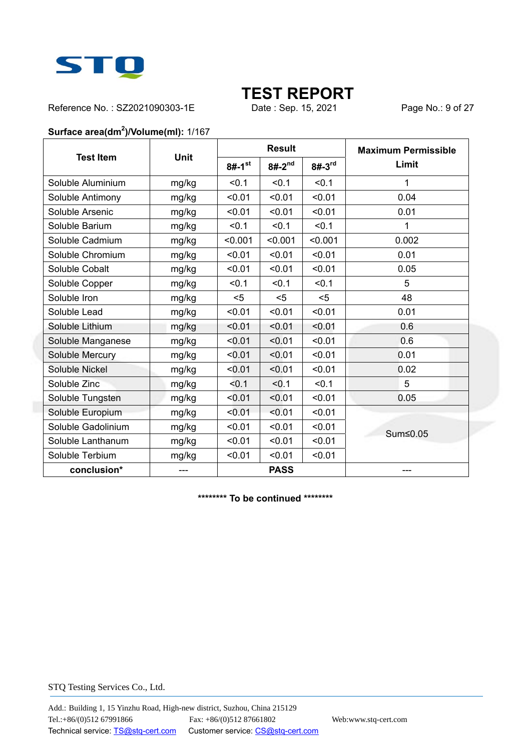# TEST REPORT

Reference No. : SZ2021090303-1E Date : Sep. 15, 2021

**Surface area($dm^2$)/Volume(ml):** 1/167

| Test Item | Unit | Result | | | Maximum Permissible Limit |
|---|---|---|---|---|---|
| | | 8#-1st | 8#-2nd | 8#-3rd | |
| Soluble Aluminium | mg/kg | <0.1 | <0.1 | <0.1 | 1 |
| Soluble Antimony | mg/kg | <0.01 | <0.01 | <0.01 | 0.04 |
| Soluble Arsenic | mg/kg | <0.01 | <0.01 | <0.01 | 0.01 |
| Soluble Barium | mg/kg | <0.1 | <0.1 | <0.1 | 1 |
| Soluble Cadmium | mg/kg | <0.001 | <0.001 | <0.001 | 0.002 |
| Soluble Chromium | mg/kg | <0.01 | <0.01 | <0.01 | 0.01 |
| Soluble Cobalt | mg/kg | <0.01 | <0.01 | <0.01 | 0.05 |
| Soluble Copper | mg/kg | <0.1 | <0.1 | <0.1 | 5 |
| Soluble Iron | mg/kg | <5 | <5 | <5 | 48 |
| Soluble Lead | mg/kg | <0.01 | <0.01 | <0.01 | 0.01 |
| Soluble Lithium | mg/kg | <0.01 | <0.01 | <0.01 | 0.6 |
| Soluble Manganese | mg/kg | <0.01 | <0.01 | <0.01 | 0.6 |
| Soluble Mercury | mg/kg | <0.01 | <0.01 | <0.01 | 0.01 |
| Soluble Nickel | mg/kg | <0.01 | <0.01 | <0.01 | 0.02 |
| Soluble Zinc | mg/kg | <0.1 | <0.1 | <0.1 | 5 |
| Soluble Tungsten | mg/kg | <0.01 | <0.01 | <0.01 | 0.05 |
| Soluble Europium | mg/kg | <0.01 | <0.01 | <0.01 | Sum≤0.05 |
| Soluble Gadolinium | mg/kg | <0.01 | <0.01 | <0.01 | |
| Soluble Lanthanum | mg/kg | <0.01 | <0.01 | <0.01 | |
| Soluble Terbium | mg/kg | <0.01 | <0.01 | <0.01 | |
| **conclusion*** | --- | **PASS** | | | --- |

**\*\*\*\*\*\*\*\* To be continued \*\*\*\*\*\*\*\***

STQ Testing Services Co., Ltd.

Add.: Building 1, 15 Yinzhu Road, High-new district, Suzhou, China 215129
Tel.:+86/(0)512 67991866 Fax: +86/(0)512 87661802 Web:www.stq-cert.com
Technical service: TS@stq-cert.com Customer service: CS@stq-cert.com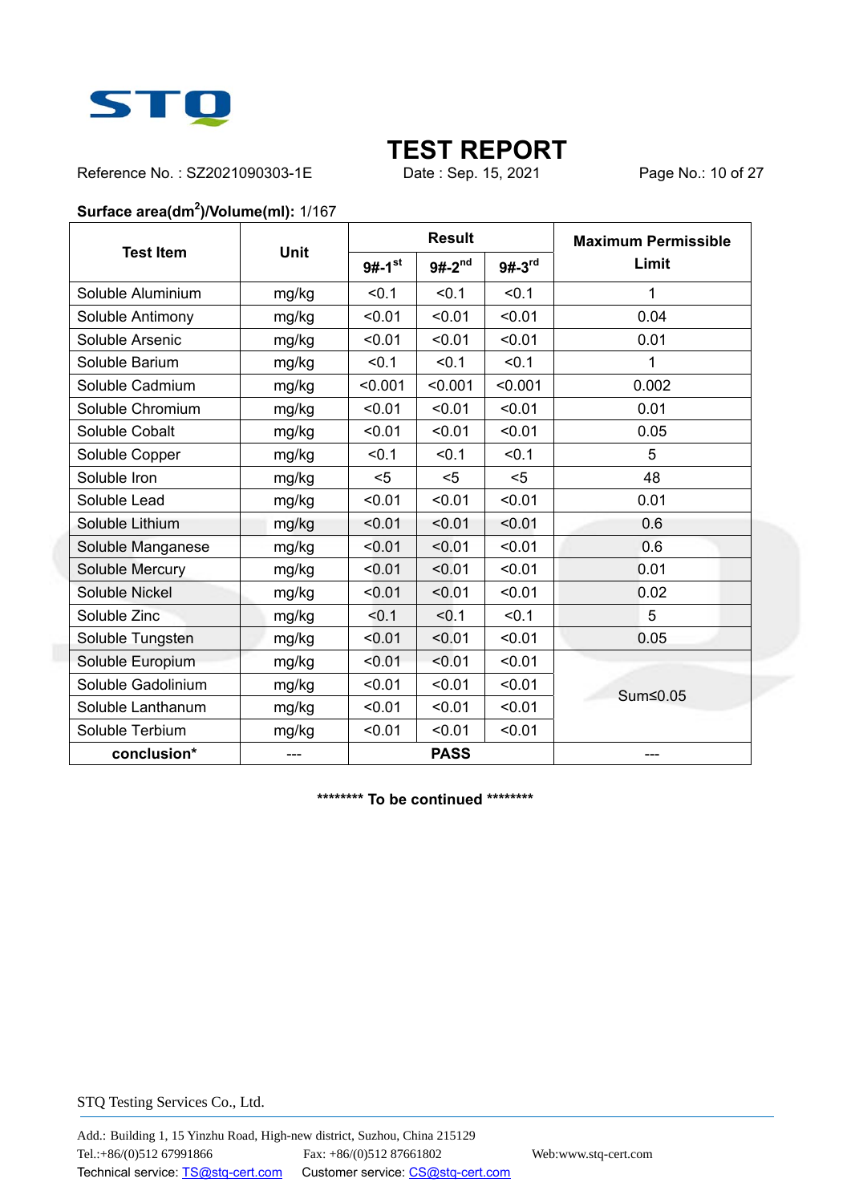STQ

# TEST REPORT

Reference No. : SZ2021090303-1E    Date : Sep. 15, 2021

**Surface area(dm$^2$)/Volume(ml):** 1/167

| Test Item | Unit | Result | | | Maximum Permissible Limit |
|---|---|---|---|---|---|
| | | 9#-1st | 9#-2nd | 9#-3rd | |
| Soluble Aluminium | mg/kg | <0.1 | <0.1 | <0.1 | 1 |
| Soluble Antimony | mg/kg | <0.01 | <0.01 | <0.01 | 0.04 |
| Soluble Arsenic | mg/kg | <0.01 | <0.01 | <0.01 | 0.01 |
| Soluble Barium | mg/kg | <0.1 | <0.1 | <0.1 | 1 |
| Soluble Cadmium | mg/kg | <0.001 | <0.001 | <0.001 | 0.002 |
| Soluble Chromium | mg/kg | <0.01 | <0.01 | <0.01 | 0.01 |
| Soluble Cobalt | mg/kg | <0.01 | <0.01 | <0.01 | 0.05 |
| Soluble Copper | mg/kg | <0.1 | <0.1 | <0.1 | 5 |
| Soluble Iron | mg/kg | <5 | <5 | <5 | 48 |
| Soluble Lead | mg/kg | <0.01 | <0.01 | <0.01 | 0.01 |
| Soluble Lithium | mg/kg | <0.01 | <0.01 | <0.01 | 0.6 |
| Soluble Manganese | mg/kg | <0.01 | <0.01 | <0.01 | 0.6 |
| Soluble Mercury | mg/kg | <0.01 | <0.01 | <0.01 | 0.01 |
| Soluble Nickel | mg/kg | <0.01 | <0.01 | <0.01 | 0.02 |
| Soluble Zinc | mg/kg | <0.1 | <0.1 | <0.1 | 5 |
| Soluble Tungsten | mg/kg | <0.01 | <0.01 | <0.01 | 0.05 |
| Soluble Europium | mg/kg | <0.01 | <0.01 | <0.01 | Sum≤0.05 |
| Soluble Gadolinium | mg/kg | <0.01 | <0.01 | <0.01 | |
| Soluble Lanthanum | mg/kg | <0.01 | <0.01 | <0.01 | |
| Soluble Terbium | mg/kg | <0.01 | <0.01 | <0.01 | |
| **conclusion*** | --- | **PASS** | | | --- |

******** To be continued ********

STQ Testing Services Co., Ltd.

Add.: Building 1, 15 Yinzhu Road, High-new district, Suzhou, China 215129
Tel.:+86/(0)512 67991866    Fax: +86/(0)512 87661802    Web:www.stq-cert.com
Technical service: TS@stq-cert.com    Customer service: CS@stq-cert.com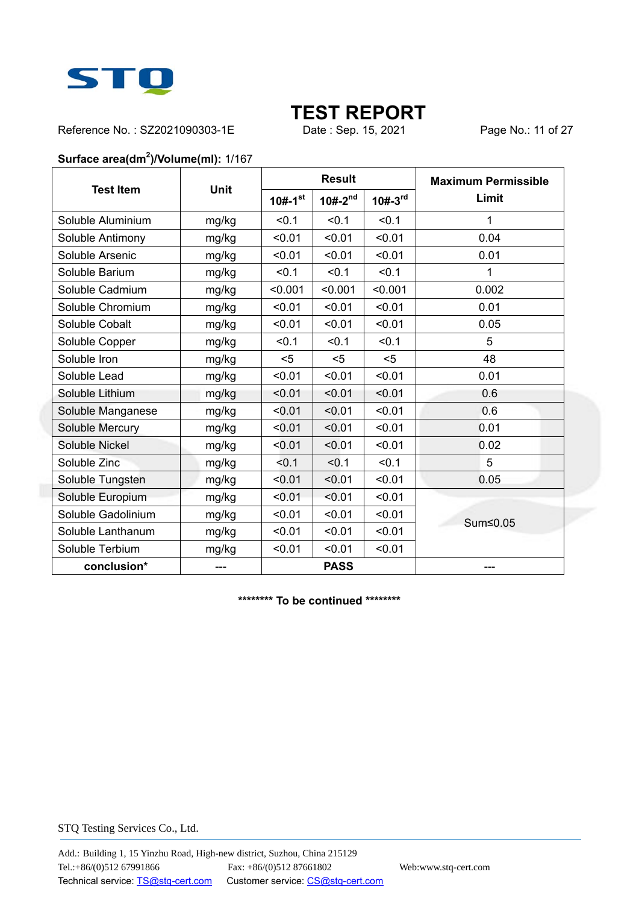# TEST REPORT

Reference No. : SZ2021090303-1E    Date : Sep. 15, 2021

**Surface area($dm^2$)/Volume(ml):** 1/167

| Test Item | Unit | Result | | | Maximum Permissible Limit |
|---|---|---|---|---|---|
| | | 10#-1st | 10#-2nd | 10#-3rd | |
| Soluble Aluminium | mg/kg | <0.1 | <0.1 | <0.1 | 1 |
| Soluble Antimony | mg/kg | <0.01 | <0.01 | <0.01 | 0.04 |
| Soluble Arsenic | mg/kg | <0.01 | <0.01 | <0.01 | 0.01 |
| Soluble Barium | mg/kg | <0.1 | <0.1 | <0.1 | 1 |
| Soluble Cadmium | mg/kg | <0.001 | <0.001 | <0.001 | 0.002 |
| Soluble Chromium | mg/kg | <0.01 | <0.01 | <0.01 | 0.01 |
| Soluble Cobalt | mg/kg | <0.01 | <0.01 | <0.01 | 0.05 |
| Soluble Copper | mg/kg | <0.1 | <0.1 | <0.1 | 5 |
| Soluble Iron | mg/kg | <5 | <5 | <5 | 48 |
| Soluble Lead | mg/kg | <0.01 | <0.01 | <0.01 | 0.01 |
| Soluble Lithium | mg/kg | <0.01 | <0.01 | <0.01 | 0.6 |
| Soluble Manganese | mg/kg | <0.01 | <0.01 | <0.01 | 0.6 |
| Soluble Mercury | mg/kg | <0.01 | <0.01 | <0.01 | 0.01 |
| Soluble Nickel | mg/kg | <0.01 | <0.01 | <0.01 | 0.02 |
| Soluble Zinc | mg/kg | <0.1 | <0.1 | <0.1 | 5 |
| Soluble Tungsten | mg/kg | <0.01 | <0.01 | <0.01 | 0.05 |
| Soluble Europium | mg/kg | <0.01 | <0.01 | <0.01 | Sum≤0.05 |
| Soluble Gadolinium | mg/kg | <0.01 | <0.01 | <0.01 | |
| Soluble Lanthanum | mg/kg | <0.01 | <0.01 | <0.01 | |
| Soluble Terbium | mg/kg | <0.01 | <0.01 | <0.01 | |
| **conclusion*** | --- | **PASS** | | | --- |

**\*\*\*\*\*\*\*\* To be continued \*\*\*\*\*\*\*\***

STQ Testing Services Co., Ltd.

Add.: Building 1, 15 Yinzhu Road, High-new district, Suzhou, China 215129
Tel.:+86/(0)512 67991866    Fax: +86/(0)512 87661802    Web:www.stq-cert.com
Technical service: TS@stq-cert.com    Customer service: CS@stq-cert.com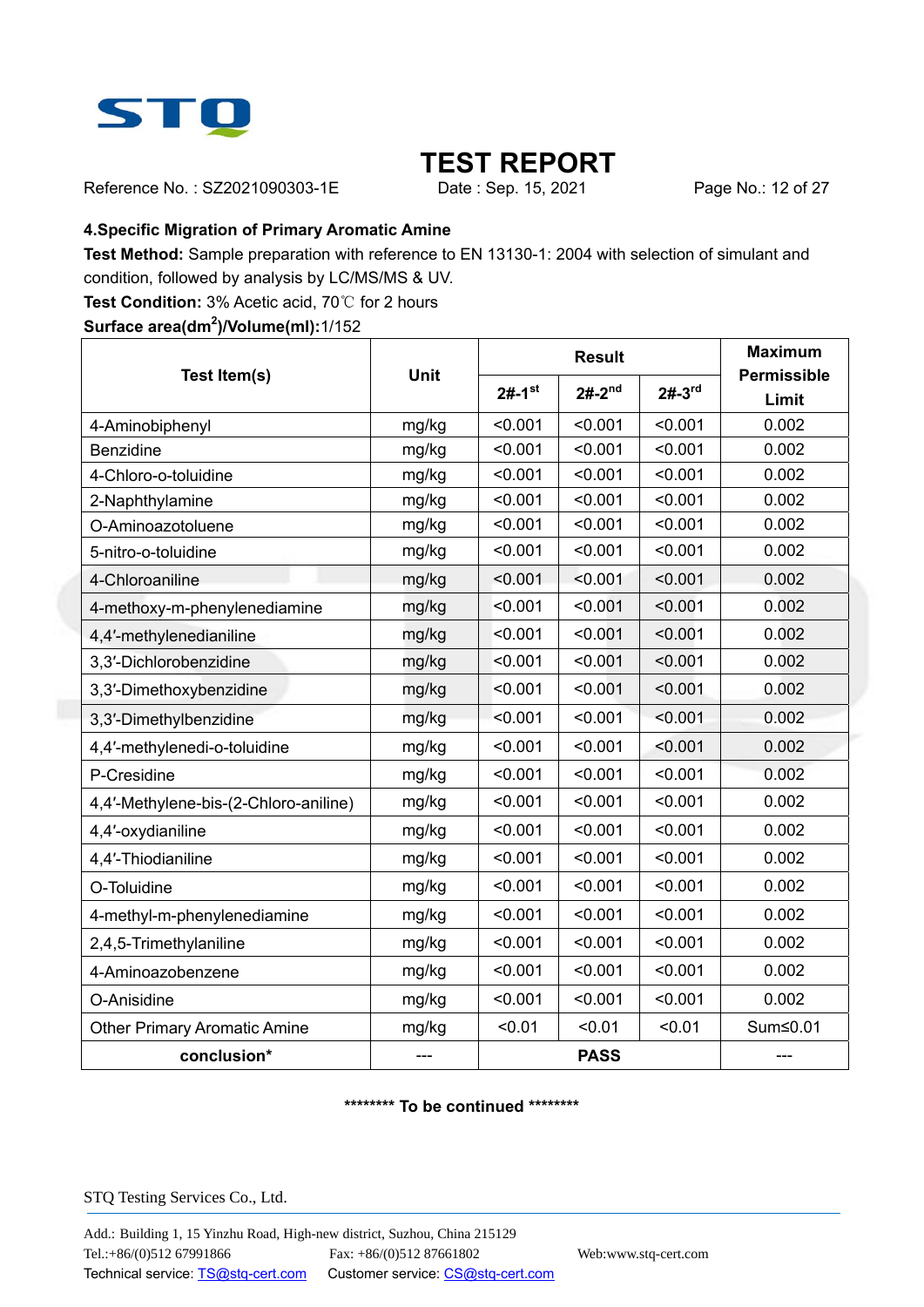# TEST REPORT

Reference No. : SZ2021090303-1E　　Date : Sep. 15, 2021

**4.Specific Migration of Primary Aromatic Amine**

**Test Method:** Sample preparation with reference to EN 13130-1: 2004 with selection of simulant and condition, followed by analysis by LC/MS/MS & UV.

**Test Condition:** 3% Acetic acid, 70℃ for 2 hours

**Surface area($dm^2$)/Volume(ml):**1/152

| Test Item(s) | Unit | Result | | | Maximum Permissible Limit |
|---|---|---|---|---|---|
| | | 2#-1st | 2#-2nd | 2#-3rd | |
| 4-Aminobiphenyl | mg/kg | <0.001 | <0.001 | <0.001 | 0.002 |
| Benzidine | mg/kg | <0.001 | <0.001 | <0.001 | 0.002 |
| 4-Chloro-o-toluidine | mg/kg | <0.001 | <0.001 | <0.001 | 0.002 |
| 2-Naphthylamine | mg/kg | <0.001 | <0.001 | <0.001 | 0.002 |
| O-Aminoazotoluene | mg/kg | <0.001 | <0.001 | <0.001 | 0.002 |
| 5-nitro-o-toluidine | mg/kg | <0.001 | <0.001 | <0.001 | 0.002 |
| 4-Chloroaniline | mg/kg | <0.001 | <0.001 | <0.001 | 0.002 |
| 4-methoxy-m-phenylenediamine | mg/kg | <0.001 | <0.001 | <0.001 | 0.002 |
| 4,4′-methylenedianiline | mg/kg | <0.001 | <0.001 | <0.001 | 0.002 |
| 3,3′-Dichlorobenzidine | mg/kg | <0.001 | <0.001 | <0.001 | 0.002 |
| 3,3′-Dimethoxybenzidine | mg/kg | <0.001 | <0.001 | <0.001 | 0.002 |
| 3,3′-Dimethylbenzidine | mg/kg | <0.001 | <0.001 | <0.001 | 0.002 |
| 4,4′-methylenedi-o-toluidine | mg/kg | <0.001 | <0.001 | <0.001 | 0.002 |
| P-Cresidine | mg/kg | <0.001 | <0.001 | <0.001 | 0.002 |
| 4,4′-Methylene-bis-(2-Chloro-aniline) | mg/kg | <0.001 | <0.001 | <0.001 | 0.002 |
| 4,4′-oxydianiline | mg/kg | <0.001 | <0.001 | <0.001 | 0.002 |
| 4,4′-Thiodianiline | mg/kg | <0.001 | <0.001 | <0.001 | 0.002 |
| O-Toluidine | mg/kg | <0.001 | <0.001 | <0.001 | 0.002 |
| 4-methyl-m-phenylenediamine | mg/kg | <0.001 | <0.001 | <0.001 | 0.002 |
| 2,4,5-Trimethylaniline | mg/kg | <0.001 | <0.001 | <0.001 | 0.002 |
| 4-Aminoazobenzene | mg/kg | <0.001 | <0.001 | <0.001 | 0.002 |
| O-Anisidine | mg/kg | <0.001 | <0.001 | <0.001 | 0.002 |
| Other Primary Aromatic Amine | mg/kg | <0.01 | <0.01 | <0.01 | Sum≤0.01 |
| **conclusion*** | --- | **PASS** | | | --- |

******** To be continued ********

STQ Testing Services Co., Ltd.

Add.: Building 1, 15 Yinzhu Road, High-new district, Suzhou, China 215129
Tel.:+86/(0)512 67991866　　Fax: +86/(0)512 87661802　　Web:www.stq-cert.com
Technical service: TS@stq-cert.com　　Customer service: CS@stq-cert.com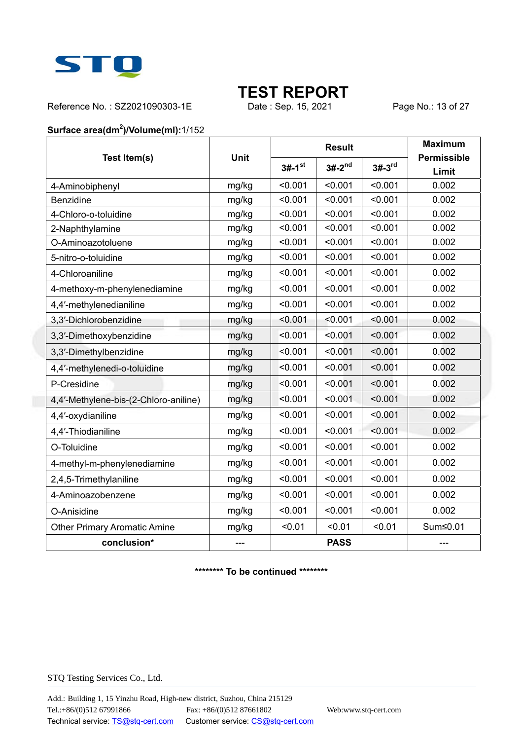**Surface area($dm^2$)/Volume(ml):**1/152

| Test Item(s) | Unit | Result | | | Maximum Permissible Limit |
|---|---|---|---|---|---|
| | | 3#-1st | 3#-2nd | 3#-3rd | |
| 4-Aminobiphenyl | mg/kg | <0.001 | <0.001 | <0.001 | 0.002 |
| Benzidine | mg/kg | <0.001 | <0.001 | <0.001 | 0.002 |
| 4-Chloro-o-toluidine | mg/kg | <0.001 | <0.001 | <0.001 | 0.002 |
| 2-Naphthylamine | mg/kg | <0.001 | <0.001 | <0.001 | 0.002 |
| O-Aminoazotoluene | mg/kg | <0.001 | <0.001 | <0.001 | 0.002 |
| 5-nitro-o-toluidine | mg/kg | <0.001 | <0.001 | <0.001 | 0.002 |
| 4-Chloroaniline | mg/kg | <0.001 | <0.001 | <0.001 | 0.002 |
| 4-methoxy-m-phenylenediamine | mg/kg | <0.001 | <0.001 | <0.001 | 0.002 |
| 4,4′-methylenedianiline | mg/kg | <0.001 | <0.001 | <0.001 | 0.002 |
| 3,3′-Dichlorobenzidine | mg/kg | <0.001 | <0.001 | <0.001 | 0.002 |
| 3,3′-Dimethoxybenzidine | mg/kg | <0.001 | <0.001 | <0.001 | 0.002 |
| 3,3′-Dimethylbenzidine | mg/kg | <0.001 | <0.001 | <0.001 | 0.002 |
| 4,4′-methylenedi-o-toluidine | mg/kg | <0.001 | <0.001 | <0.001 | 0.002 |
| P-Cresidine | mg/kg | <0.001 | <0.001 | <0.001 | 0.002 |
| 4,4′-Methylene-bis-(2-Chloro-aniline) | mg/kg | <0.001 | <0.001 | <0.001 | 0.002 |
| 4,4′-oxydianiline | mg/kg | <0.001 | <0.001 | <0.001 | 0.002 |
| 4,4′-Thiodianiline | mg/kg | <0.001 | <0.001 | <0.001 | 0.002 |
| O-Toluidine | mg/kg | <0.001 | <0.001 | <0.001 | 0.002 |
| 4-methyl-m-phenylenediamine | mg/kg | <0.001 | <0.001 | <0.001 | 0.002 |
| 2,4,5-Trimethylaniline | mg/kg | <0.001 | <0.001 | <0.001 | 0.002 |
| 4-Aminoazobenzene | mg/kg | <0.001 | <0.001 | <0.001 | 0.002 |
| O-Anisidine | mg/kg | <0.001 | <0.001 | <0.001 | 0.002 |
| Other Primary Aromatic Amine | mg/kg | <0.01 | <0.01 | <0.01 | Sum≤0.01 |
| **conclusion*** | --- | **PASS** | | | --- |

******** **To be continued** ********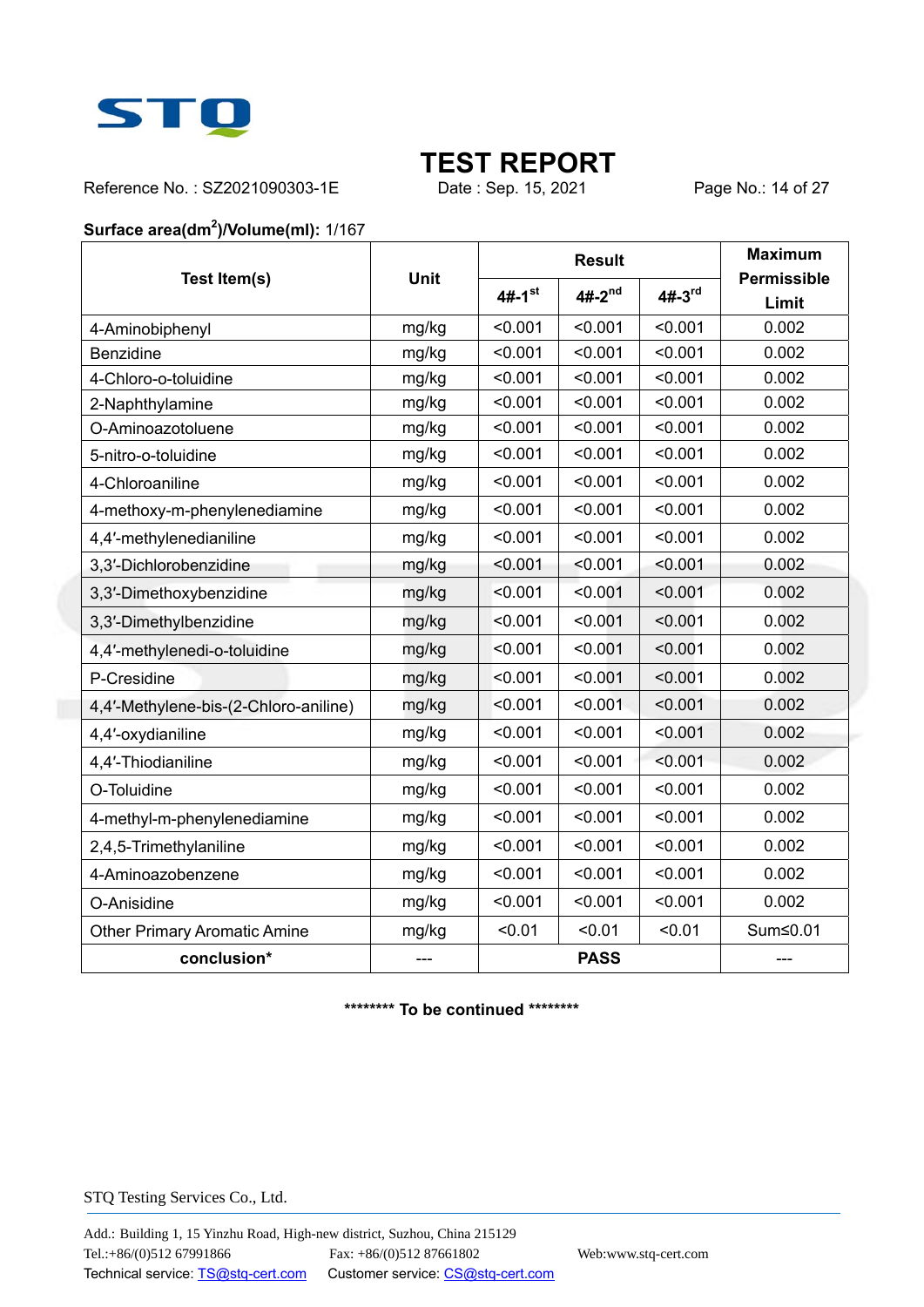**TEST REPORT**

Reference No. : SZ2021090303-1E Date : Sep. 15, 2021

**Surface area(dm$^2$)/Volume(ml):** 1/167

| Test Item(s) | Unit | Result | | | Maximum Permissible Limit |
|---|---|---|---|---|---|
| | | 4#-1st | 4#-2nd | 4#-3rd | |
| 4-Aminobiphenyl | mg/kg | <0.001 | <0.001 | <0.001 | 0.002 |
| Benzidine | mg/kg | <0.001 | <0.001 | <0.001 | 0.002 |
| 4-Chloro-o-toluidine | mg/kg | <0.001 | <0.001 | <0.001 | 0.002 |
| 2-Naphthylamine | mg/kg | <0.001 | <0.001 | <0.001 | 0.002 |
| O-Aminoazotoluene | mg/kg | <0.001 | <0.001 | <0.001 | 0.002 |
| 5-nitro-o-toluidine | mg/kg | <0.001 | <0.001 | <0.001 | 0.002 |
| 4-Chloroaniline | mg/kg | <0.001 | <0.001 | <0.001 | 0.002 |
| 4-methoxy-m-phenylenediamine | mg/kg | <0.001 | <0.001 | <0.001 | 0.002 |
| 4,4′-methylenedianiline | mg/kg | <0.001 | <0.001 | <0.001 | 0.002 |
| 3,3′-Dichlorobenzidine | mg/kg | <0.001 | <0.001 | <0.001 | 0.002 |
| 3,3′-Dimethoxybenzidine | mg/kg | <0.001 | <0.001 | <0.001 | 0.002 |
| 3,3′-Dimethylbenzidine | mg/kg | <0.001 | <0.001 | <0.001 | 0.002 |
| 4,4′-methylenedi-o-toluidine | mg/kg | <0.001 | <0.001 | <0.001 | 0.002 |
| P-Cresidine | mg/kg | <0.001 | <0.001 | <0.001 | 0.002 |
| 4,4′-Methylene-bis-(2-Chloro-aniline) | mg/kg | <0.001 | <0.001 | <0.001 | 0.002 |
| 4,4′-oxydianiline | mg/kg | <0.001 | <0.001 | <0.001 | 0.002 |
| 4,4′-Thiodianiline | mg/kg | <0.001 | <0.001 | <0.001 | 0.002 |
| O-Toluidine | mg/kg | <0.001 | <0.001 | <0.001 | 0.002 |
| 4-methyl-m-phenylenediamine | mg/kg | <0.001 | <0.001 | <0.001 | 0.002 |
| 2,4,5-Trimethylaniline | mg/kg | <0.001 | <0.001 | <0.001 | 0.002 |
| 4-Aminoazobenzene | mg/kg | <0.001 | <0.001 | <0.001 | 0.002 |
| O-Anisidine | mg/kg | <0.001 | <0.001 | <0.001 | 0.002 |
| Other Primary Aromatic Amine | mg/kg | <0.01 | <0.01 | <0.01 | Sum≤0.01 |
| **conclusion*** | --- | **PASS** | | | --- |

******** **To be continued** ********

STQ Testing Services Co., Ltd.

Add.: Building 1, 15 Yinzhu Road, High-new district, Suzhou, China 215129
Tel.:+86/(0)512 67991866 Fax: +86/(0)512 87661802 Web:www.stq-cert.com
Technical service: TS@stq-cert.com Customer service: CS@stq-cert.com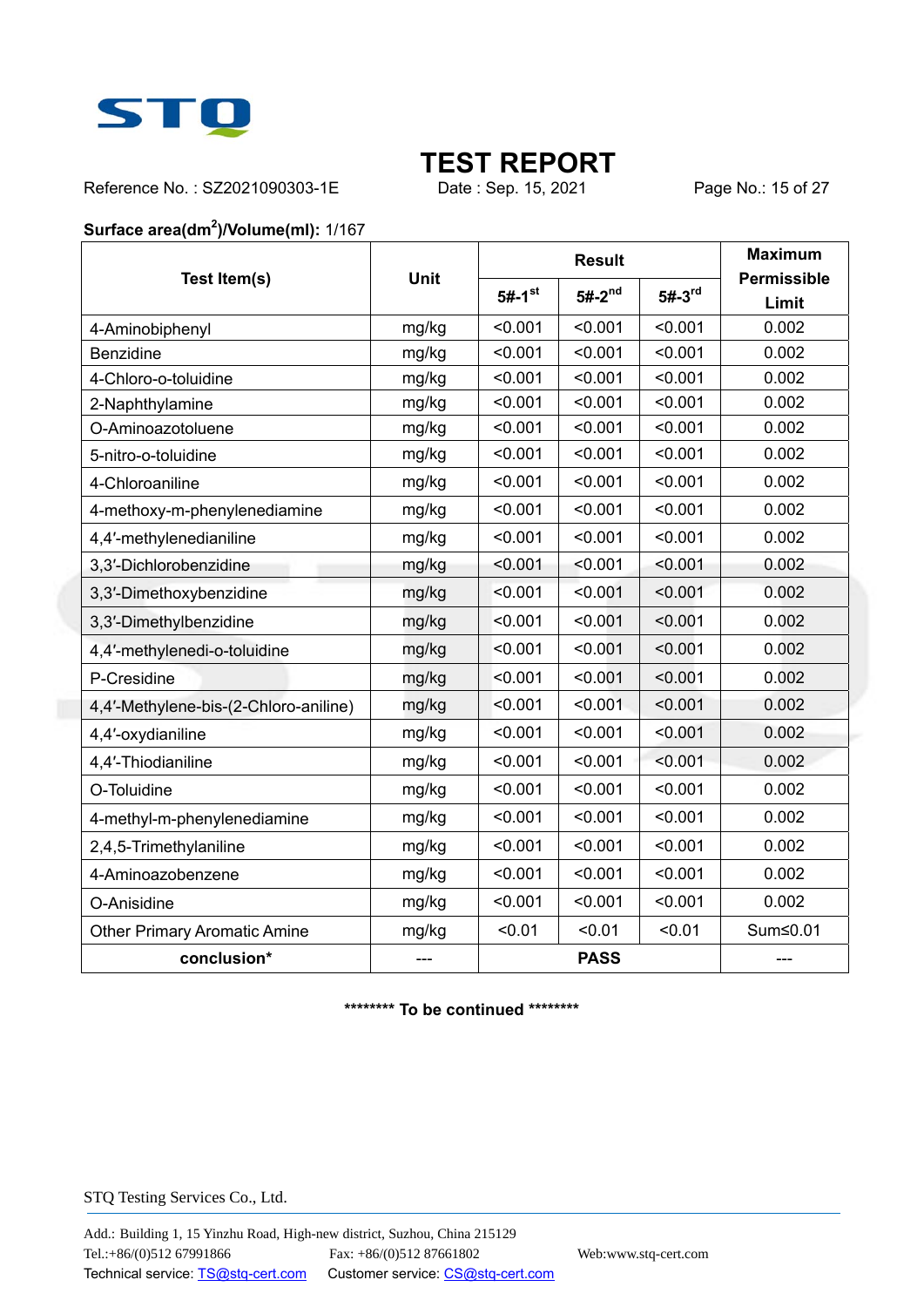# TEST REPORT

Reference No. : SZ2021090303-1E Date : Sep. 15, 2021

**Surface area(dm$^2$)/Volume(ml):** 1/167

| Test Item(s) | Unit | Result | | | Maximum Permissible Limit |
|---|---|---|---|---|---|
| | | 5#-1st | 5#-2nd | 5#-3rd | |
| 4-Aminobiphenyl | mg/kg | <0.001 | <0.001 | <0.001 | 0.002 |
| Benzidine | mg/kg | <0.001 | <0.001 | <0.001 | 0.002 |
| 4-Chloro-o-toluidine | mg/kg | <0.001 | <0.001 | <0.001 | 0.002 |
| 2-Naphthylamine | mg/kg | <0.001 | <0.001 | <0.001 | 0.002 |
| O-Aminoazotoluene | mg/kg | <0.001 | <0.001 | <0.001 | 0.002 |
| 5-nitro-o-toluidine | mg/kg | <0.001 | <0.001 | <0.001 | 0.002 |
| 4-Chloroaniline | mg/kg | <0.001 | <0.001 | <0.001 | 0.002 |
| 4-methoxy-m-phenylenediamine | mg/kg | <0.001 | <0.001 | <0.001 | 0.002 |
| 4,4′-methylenedianiline | mg/kg | <0.001 | <0.001 | <0.001 | 0.002 |
| 3,3′-Dichlorobenzidine | mg/kg | <0.001 | <0.001 | <0.001 | 0.002 |
| 3,3′-Dimethoxybenzidine | mg/kg | <0.001 | <0.001 | <0.001 | 0.002 |
| 3,3′-Dimethylbenzidine | mg/kg | <0.001 | <0.001 | <0.001 | 0.002 |
| 4,4′-methylenedi-o-toluidine | mg/kg | <0.001 | <0.001 | <0.001 | 0.002 |
| P-Cresidine | mg/kg | <0.001 | <0.001 | <0.001 | 0.002 |
| 4,4′-Methylene-bis-(2-Chloro-aniline) | mg/kg | <0.001 | <0.001 | <0.001 | 0.002 |
| 4,4′-oxydianiline | mg/kg | <0.001 | <0.001 | <0.001 | 0.002 |
| 4,4′-Thiodianiline | mg/kg | <0.001 | <0.001 | <0.001 | 0.002 |
| O-Toluidine | mg/kg | <0.001 | <0.001 | <0.001 | 0.002 |
| 4-methyl-m-phenylenediamine | mg/kg | <0.001 | <0.001 | <0.001 | 0.002 |
| 2,4,5-Trimethylaniline | mg/kg | <0.001 | <0.001 | <0.001 | 0.002 |
| 4-Aminoazobenzene | mg/kg | <0.001 | <0.001 | <0.001 | 0.002 |
| O-Anisidine | mg/kg | <0.001 | <0.001 | <0.001 | 0.002 |
| Other Primary Aromatic Amine | mg/kg | <0.01 | <0.01 | <0.01 | Sum≤0.01 |
| **conclusion*** | --- | **PASS** | | | --- |

******** **To be continued** ********

STQ Testing Services Co., Ltd.

Add.: Building 1, 15 Yinzhu Road, High-new district, Suzhou, China 215129
Tel.:+86/(0)512 67991866 Fax: +86/(0)512 87661802 Web:www.stq-cert.com
Technical service: TS@stq-cert.com Customer service: CS@stq-cert.com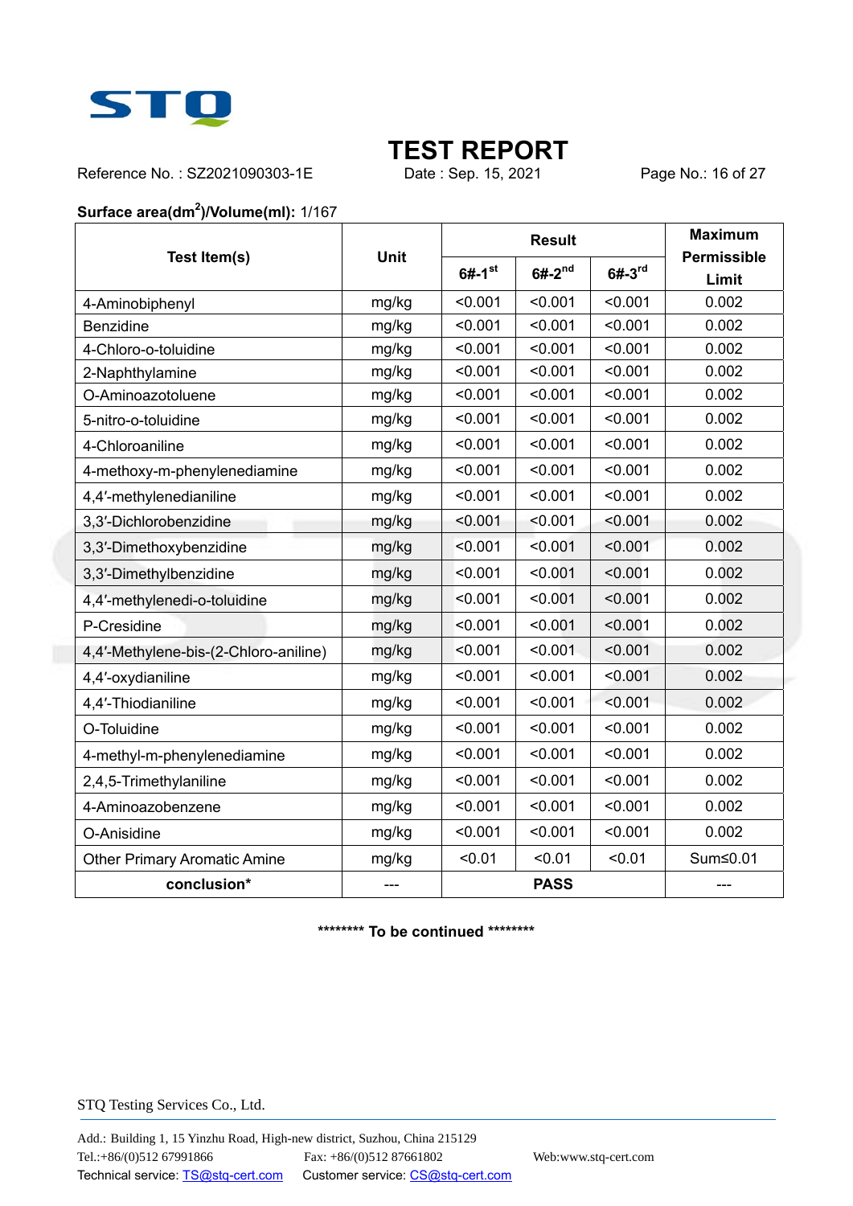# TEST REPORT

Reference No. : SZ2021090303-1E Date : Sep. 15, 2021

**Surface area(dm$^2$)/Volume(ml):** 1/167

| Test Item(s) | Unit | Result | | | Maximum Permissible Limit |
|---|---|---|---|---|---|
| | | 6#-1st | 6#-2nd | 6#-3rd | |
| 4-Aminobiphenyl | mg/kg | <0.001 | <0.001 | <0.001 | 0.002 |
| Benzidine | mg/kg | <0.001 | <0.001 | <0.001 | 0.002 |
| 4-Chloro-o-toluidine | mg/kg | <0.001 | <0.001 | <0.001 | 0.002 |
| 2-Naphthylamine | mg/kg | <0.001 | <0.001 | <0.001 | 0.002 |
| O-Aminoazotoluene | mg/kg | <0.001 | <0.001 | <0.001 | 0.002 |
| 5-nitro-o-toluidine | mg/kg | <0.001 | <0.001 | <0.001 | 0.002 |
| 4-Chloroaniline | mg/kg | <0.001 | <0.001 | <0.001 | 0.002 |
| 4-methoxy-m-phenylenediamine | mg/kg | <0.001 | <0.001 | <0.001 | 0.002 |
| 4,4′-methylenedianiline | mg/kg | <0.001 | <0.001 | <0.001 | 0.002 |
| 3,3′-Dichlorobenzidine | mg/kg | <0.001 | <0.001 | <0.001 | 0.002 |
| 3,3′-Dimethoxybenzidine | mg/kg | <0.001 | <0.001 | <0.001 | 0.002 |
| 3,3′-Dimethylbenzidine | mg/kg | <0.001 | <0.001 | <0.001 | 0.002 |
| 4,4′-methylenedi-o-toluidine | mg/kg | <0.001 | <0.001 | <0.001 | 0.002 |
| P-Cresidine | mg/kg | <0.001 | <0.001 | <0.001 | 0.002 |
| 4,4′-Methylene-bis-(2-Chloro-aniline) | mg/kg | <0.001 | <0.001 | <0.001 | 0.002 |
| 4,4′-oxydianiline | mg/kg | <0.001 | <0.001 | <0.001 | 0.002 |
| 4,4′-Thiodianiline | mg/kg | <0.001 | <0.001 | <0.001 | 0.002 |
| O-Toluidine | mg/kg | <0.001 | <0.001 | <0.001 | 0.002 |
| 4-methyl-m-phenylenediamine | mg/kg | <0.001 | <0.001 | <0.001 | 0.002 |
| 2,4,5-Trimethylaniline | mg/kg | <0.001 | <0.001 | <0.001 | 0.002 |
| 4-Aminoazobenzene | mg/kg | <0.001 | <0.001 | <0.001 | 0.002 |
| O-Anisidine | mg/kg | <0.001 | <0.001 | <0.001 | 0.002 |
| Other Primary Aromatic Amine | mg/kg | <0.01 | <0.01 | <0.01 | Sum≤0.01 |
| **conclusion*** | --- | **PASS** | | | --- |

******** **To be continued** ********

STQ Testing Services Co., Ltd.

Add.: Building 1, 15 Yinzhu Road, High-new district, Suzhou, China 215129
Tel.:+86/(0)512 67991866 Fax: +86/(0)512 87661802 Web:www.stq-cert.com
Technical service: TS@stq-cert.com Customer service: CS@stq-cert.com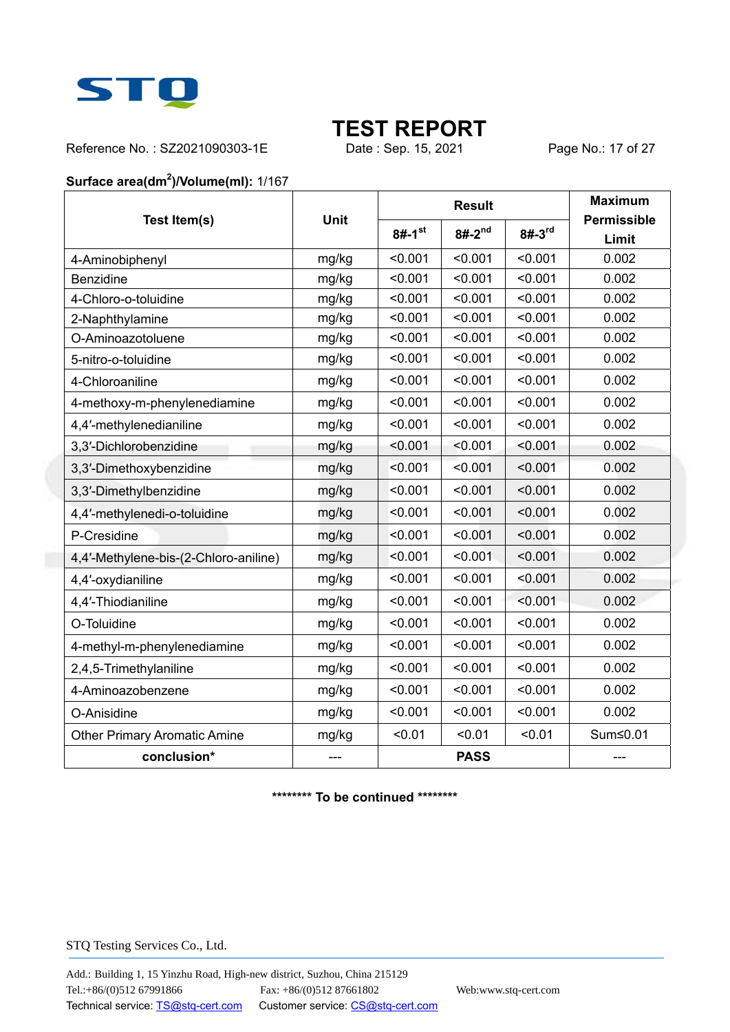# TEST REPORT

Reference No. : SZ2021090303-1E Date : Sep. 15, 2021

**Surface area(dm$^2$)/Volume(ml):** 1/167

| Test Item(s) | Unit | Result | | | Maximum Permissible Limit |
|---|---|---|---|---|---|
| | | 8#-1$^{st}$ | 8#-2$^{nd}$ | 8#-3$^{rd}$ | |
| 4-Aminobiphenyl | mg/kg | <0.001 | <0.001 | <0.001 | 0.002 |
| Benzidine | mg/kg | <0.001 | <0.001 | <0.001 | 0.002 |
| 4-Chloro-o-toluidine | mg/kg | <0.001 | <0.001 | <0.001 | 0.002 |
| 2-Naphthylamine | mg/kg | <0.001 | <0.001 | <0.001 | 0.002 |
| O-Aminoazotoluene | mg/kg | <0.001 | <0.001 | <0.001 | 0.002 |
| 5-nitro-o-toluidine | mg/kg | <0.001 | <0.001 | <0.001 | 0.002 |
| 4-Chloroaniline | mg/kg | <0.001 | <0.001 | <0.001 | 0.002 |
| 4-methoxy-m-phenylenediamine | mg/kg | <0.001 | <0.001 | <0.001 | 0.002 |
| 4,4′-methylenedianiline | mg/kg | <0.001 | <0.001 | <0.001 | 0.002 |
| 3,3′-Dichlorobenzidine | mg/kg | <0.001 | <0.001 | <0.001 | 0.002 |
| 3,3′-Dimethoxybenzidine | mg/kg | <0.001 | <0.001 | <0.001 | 0.002 |
| 3,3′-Dimethylbenzidine | mg/kg | <0.001 | <0.001 | <0.001 | 0.002 |
| 4,4′-methylenedi-o-toluidine | mg/kg | <0.001 | <0.001 | <0.001 | 0.002 |
| P-Cresidine | mg/kg | <0.001 | <0.001 | <0.001 | 0.002 |
| 4,4′-Methylene-bis-(2-Chloro-aniline) | mg/kg | <0.001 | <0.001 | <0.001 | 0.002 |
| 4,4′-oxydianiline | mg/kg | <0.001 | <0.001 | <0.001 | 0.002 |
| 4,4′-Thiodianiline | mg/kg | <0.001 | <0.001 | <0.001 | 0.002 |
| O-Toluidine | mg/kg | <0.001 | <0.001 | <0.001 | 0.002 |
| 4-methyl-m-phenylenediamine | mg/kg | <0.001 | <0.001 | <0.001 | 0.002 |
| 2,4,5-Trimethylaniline | mg/kg | <0.001 | <0.001 | <0.001 | 0.002 |
| 4-Aminoazobenzene | mg/kg | <0.001 | <0.001 | <0.001 | 0.002 |
| O-Anisidine | mg/kg | <0.001 | <0.001 | <0.001 | 0.002 |
| Other Primary Aromatic Amine | mg/kg | <0.01 | <0.01 | <0.01 | Sum≤0.01 |
| **conclusion*** | --- | **PASS** | | | --- |

******** **To be continued** ********

STQ Testing Services Co., Ltd.

Add.: Building 1, 15 Yinzhu Road, High-new district, Suzhou, China 215129
Tel.:+86/(0)512 67991866 Fax: +86/(0)512 87661802 Web:www.stq-cert.com
Technical service: TS@stq-cert.com Customer service: CS@stq-cert.com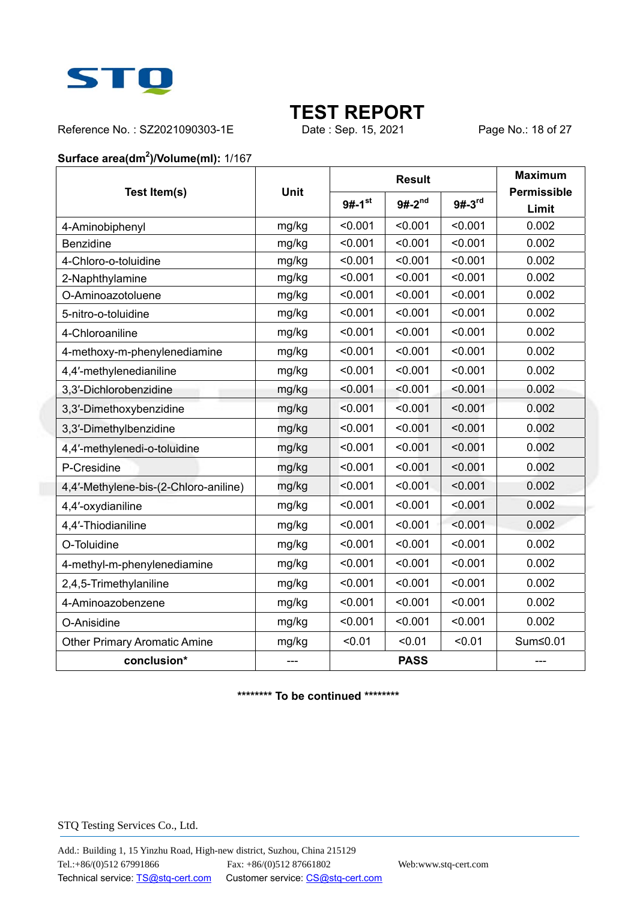# TEST REPORT

Reference No. : SZ2021090303-1E　　Date : Sep. 15, 2021

**Surface area($dm^2$)/Volume(ml):** 1/167

| Test Item(s) | Unit | Result | | | Maximum Permissible Limit |
|---|---|---|---|---|---|
| | | 9#-1st | 9#-2nd | 9#-3rd | |
| 4-Aminobiphenyl | mg/kg | <0.001 | <0.001 | <0.001 | 0.002 |
| Benzidine | mg/kg | <0.001 | <0.001 | <0.001 | 0.002 |
| 4-Chloro-o-toluidine | mg/kg | <0.001 | <0.001 | <0.001 | 0.002 |
| 2-Naphthylamine | mg/kg | <0.001 | <0.001 | <0.001 | 0.002 |
| O-Aminoazotoluene | mg/kg | <0.001 | <0.001 | <0.001 | 0.002 |
| 5-nitro-o-toluidine | mg/kg | <0.001 | <0.001 | <0.001 | 0.002 |
| 4-Chloroaniline | mg/kg | <0.001 | <0.001 | <0.001 | 0.002 |
| 4-methoxy-m-phenylenediamine | mg/kg | <0.001 | <0.001 | <0.001 | 0.002 |
| 4,4′-methylenedianiline | mg/kg | <0.001 | <0.001 | <0.001 | 0.002 |
| 3,3′-Dichlorobenzidine | mg/kg | <0.001 | <0.001 | <0.001 | 0.002 |
| 3,3′-Dimethoxybenzidine | mg/kg | <0.001 | <0.001 | <0.001 | 0.002 |
| 3,3′-Dimethylbenzidine | mg/kg | <0.001 | <0.001 | <0.001 | 0.002 |
| 4,4′-methylenedi-o-toluidine | mg/kg | <0.001 | <0.001 | <0.001 | 0.002 |
| P-Cresidine | mg/kg | <0.001 | <0.001 | <0.001 | 0.002 |
| 4,4′-Methylene-bis-(2-Chloro-aniline) | mg/kg | <0.001 | <0.001 | <0.001 | 0.002 |
| 4,4′-oxydianiline | mg/kg | <0.001 | <0.001 | <0.001 | 0.002 |
| 4,4′-Thiodianiline | mg/kg | <0.001 | <0.001 | <0.001 | 0.002 |
| O-Toluidine | mg/kg | <0.001 | <0.001 | <0.001 | 0.002 |
| 4-methyl-m-phenylenediamine | mg/kg | <0.001 | <0.001 | <0.001 | 0.002 |
| 2,4,5-Trimethylaniline | mg/kg | <0.001 | <0.001 | <0.001 | 0.002 |
| 4-Aminoazobenzene | mg/kg | <0.001 | <0.001 | <0.001 | 0.002 |
| O-Anisidine | mg/kg | <0.001 | <0.001 | <0.001 | 0.002 |
| Other Primary Aromatic Amine | mg/kg | <0.01 | <0.01 | <0.01 | Sum≤0.01 |
| **conclusion*** | --- | **PASS** | | | --- |

******** **To be continued** ********

STQ Testing Services Co., Ltd.

Add.: Building 1, 15 Yinzhu Road, High-new district, Suzhou, China 215129
Tel.:+86/(0)512 67991866　　Fax: +86/(0)512 87661802　　Web:www.stq-cert.com
Technical service: TS@stq-cert.com　　Customer service: CS@stq-cert.com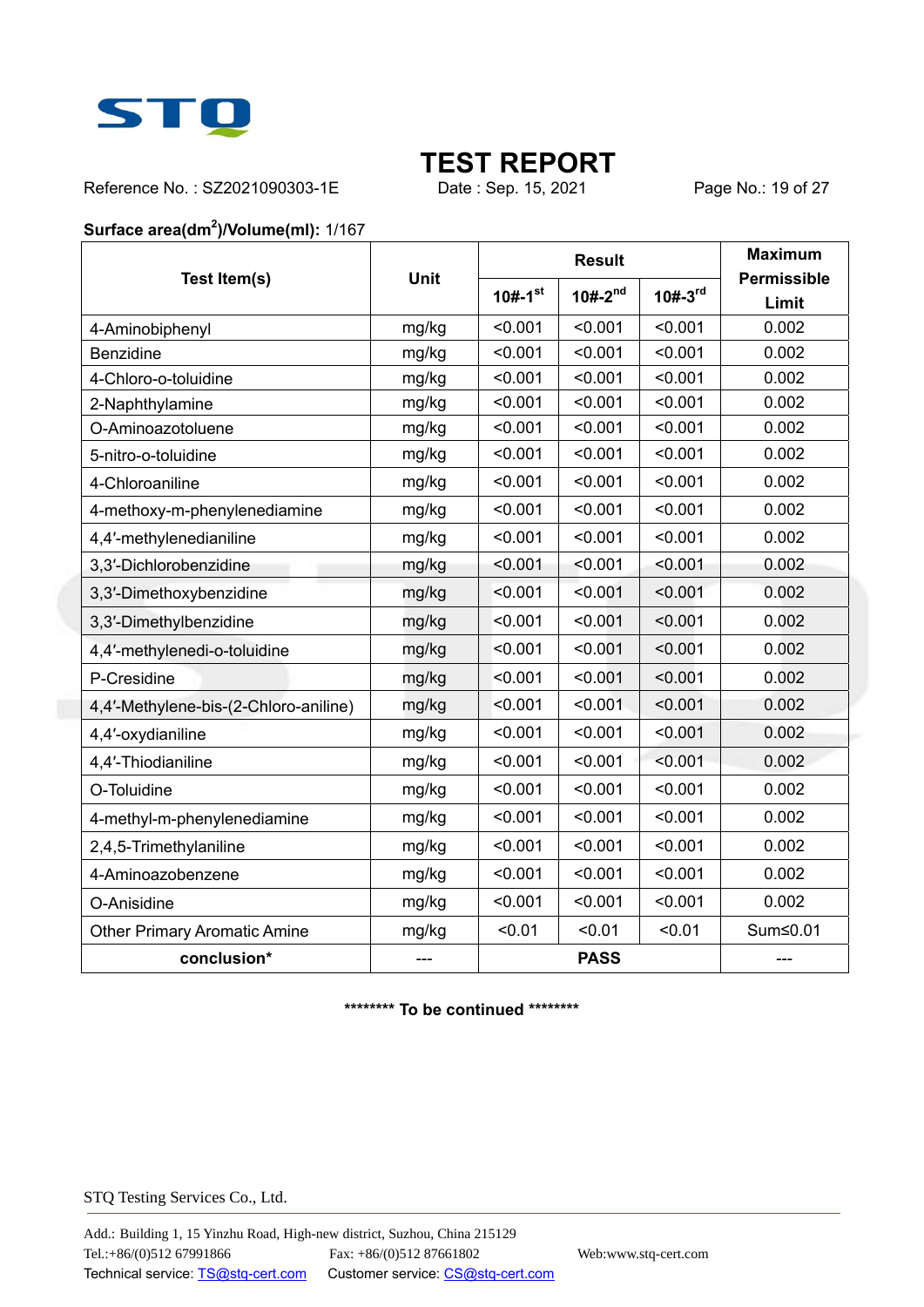# TEST REPORT

Reference No. : SZ2021090303-1E    Date : Sep. 15, 2021

**Surface area($dm^2$)/Volume(ml):** 1/167

| Test Item(s) | Unit | Result | | | Maximum Permissible Limit |
|---|---|---|---|---|---|
| | | 10#-1st | 10#-2nd | 10#-3rd | |
| 4-Aminobiphenyl | mg/kg | <0.001 | <0.001 | <0.001 | 0.002 |
| Benzidine | mg/kg | <0.001 | <0.001 | <0.001 | 0.002 |
| 4-Chloro-o-toluidine | mg/kg | <0.001 | <0.001 | <0.001 | 0.002 |
| 2-Naphthylamine | mg/kg | <0.001 | <0.001 | <0.001 | 0.002 |
| O-Aminoazotoluene | mg/kg | <0.001 | <0.001 | <0.001 | 0.002 |
| 5-nitro-o-toluidine | mg/kg | <0.001 | <0.001 | <0.001 | 0.002 |
| 4-Chloroaniline | mg/kg | <0.001 | <0.001 | <0.001 | 0.002 |
| 4-methoxy-m-phenylenediamine | mg/kg | <0.001 | <0.001 | <0.001 | 0.002 |
| 4,4′-methylenedianiline | mg/kg | <0.001 | <0.001 | <0.001 | 0.002 |
| 3,3′-Dichlorobenzidine | mg/kg | <0.001 | <0.001 | <0.001 | 0.002 |
| 3,3′-Dimethoxybenzidine | mg/kg | <0.001 | <0.001 | <0.001 | 0.002 |
| 3,3′-Dimethylbenzidine | mg/kg | <0.001 | <0.001 | <0.001 | 0.002 |
| 4,4′-methylenedi-o-toluidine | mg/kg | <0.001 | <0.001 | <0.001 | 0.002 |
| P-Cresidine | mg/kg | <0.001 | <0.001 | <0.001 | 0.002 |
| 4,4′-Methylene-bis-(2-Chloro-aniline) | mg/kg | <0.001 | <0.001 | <0.001 | 0.002 |
| 4,4′-oxydianiline | mg/kg | <0.001 | <0.001 | <0.001 | 0.002 |
| 4,4′-Thiodianiline | mg/kg | <0.001 | <0.001 | <0.001 | 0.002 |
| O-Toluidine | mg/kg | <0.001 | <0.001 | <0.001 | 0.002 |
| 4-methyl-m-phenylenediamine | mg/kg | <0.001 | <0.001 | <0.001 | 0.002 |
| 2,4,5-Trimethylaniline | mg/kg | <0.001 | <0.001 | <0.001 | 0.002 |
| 4-Aminoazobenzene | mg/kg | <0.001 | <0.001 | <0.001 | 0.002 |
| O-Anisidine | mg/kg | <0.001 | <0.001 | <0.001 | 0.002 |
| Other Primary Aromatic Amine | mg/kg | <0.01 | <0.01 | <0.01 | Sum≤0.01 |
| **conclusion*** | --- | **PASS** | | | --- |

******** **To be continued** ********

STQ Testing Services Co., Ltd.

Add.: Building 1, 15 Yinzhu Road, High-new district, Suzhou, China 215129
Tel.:+86/(0)512 67991866    Fax: +86/(0)512 87661802    Web:www.stq-cert.com
Technical service: TS@stq-cert.com    Customer service: CS@stq-cert.com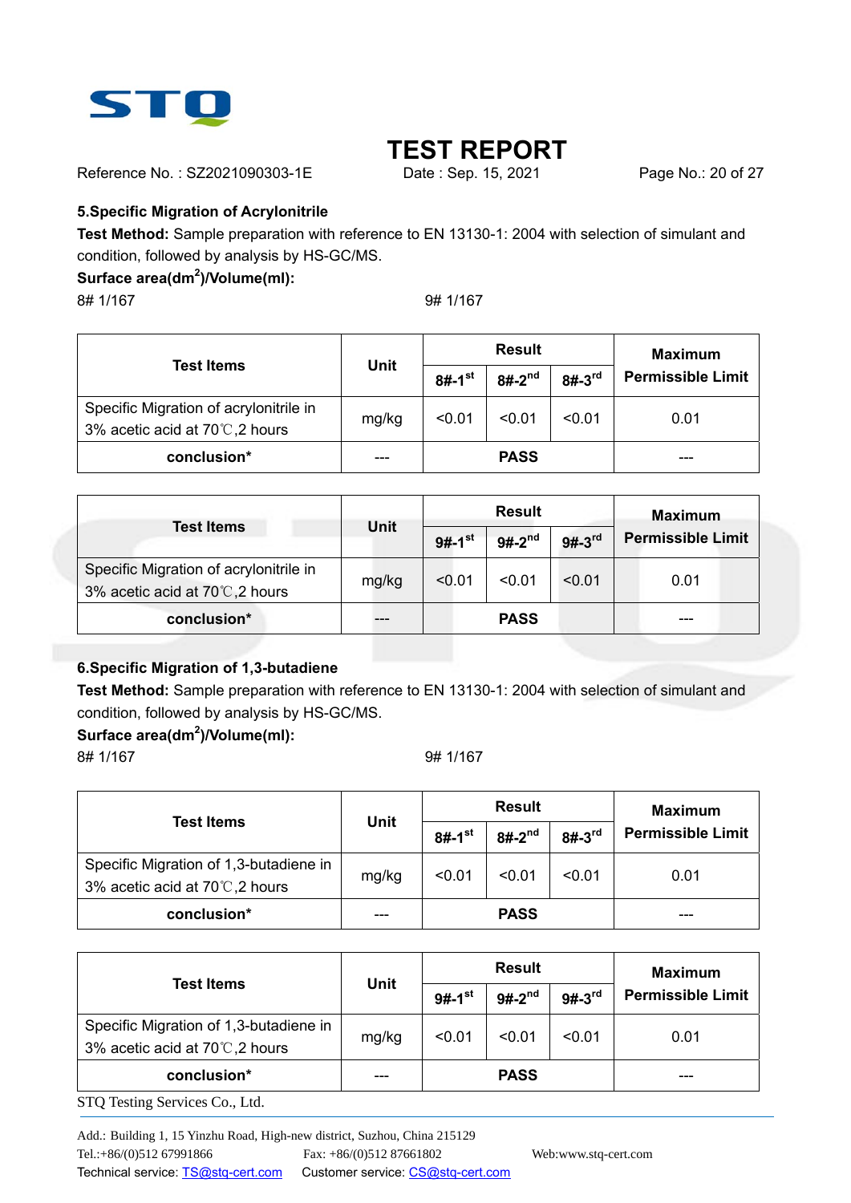# TEST REPORT

Reference No. : SZ2021090303-1E Date : Sep. 15, 2021

## 5.Specific Migration of Acrylonitrile

**Test Method:** Sample preparation with reference to EN 13130-1: 2004 with selection of simulant and condition, followed by analysis by HS-GC/MS.

**Surface area($dm^2$)/Volume(ml):**

8# 1/167 9# 1/167

| Test Items | Unit | Result | | | Maximum Permissible Limit |
|---|---|---|---|---|---|
| | | 8#-1st | 8#-2nd | 8#-3rd | |
| Specific Migration of acrylonitrile in 3% acetic acid at 70℃,2 hours | mg/kg | <0.01 | <0.01 | <0.01 | 0.01 |
| conclusion* | --- | PASS | | | --- |

| Test Items | Unit | Result | | | Maximum Permissible Limit |
|---|---|---|---|---|---|
| | | 9#-1st | 9#-2nd | 9#-3rd | |
| Specific Migration of acrylonitrile in 3% acetic acid at 70℃,2 hours | mg/kg | <0.01 | <0.01 | <0.01 | 0.01 |
| conclusion* | --- | PASS | | | --- |

## 6.Specific Migration of 1,3-butadiene

**Test Method:** Sample preparation with reference to EN 13130-1: 2004 with selection of simulant and condition, followed by analysis by HS-GC/MS.

**Surface area($dm^2$)/Volume(ml):**

8# 1/167 9# 1/167

| Test Items | Unit | Result | | | Maximum Permissible Limit |
|---|---|---|---|---|---|
| | | 8#-1st | 8#-2nd | 8#-3rd | |
| Specific Migration of 1,3-butadiene in 3% acetic acid at 70℃,2 hours | mg/kg | <0.01 | <0.01 | <0.01 | 0.01 |
| conclusion* | --- | PASS | | | --- |

| Test Items | Unit | Result | | | Maximum Permissible Limit |
|---|---|---|---|---|---|
| | | 9#-1st | 9#-2nd | 9#-3rd | |
| Specific Migration of 1,3-butadiene in 3% acetic acid at 70℃,2 hours | mg/kg | <0.01 | <0.01 | <0.01 | 0.01 |
| conclusion* | --- | PASS | | | --- |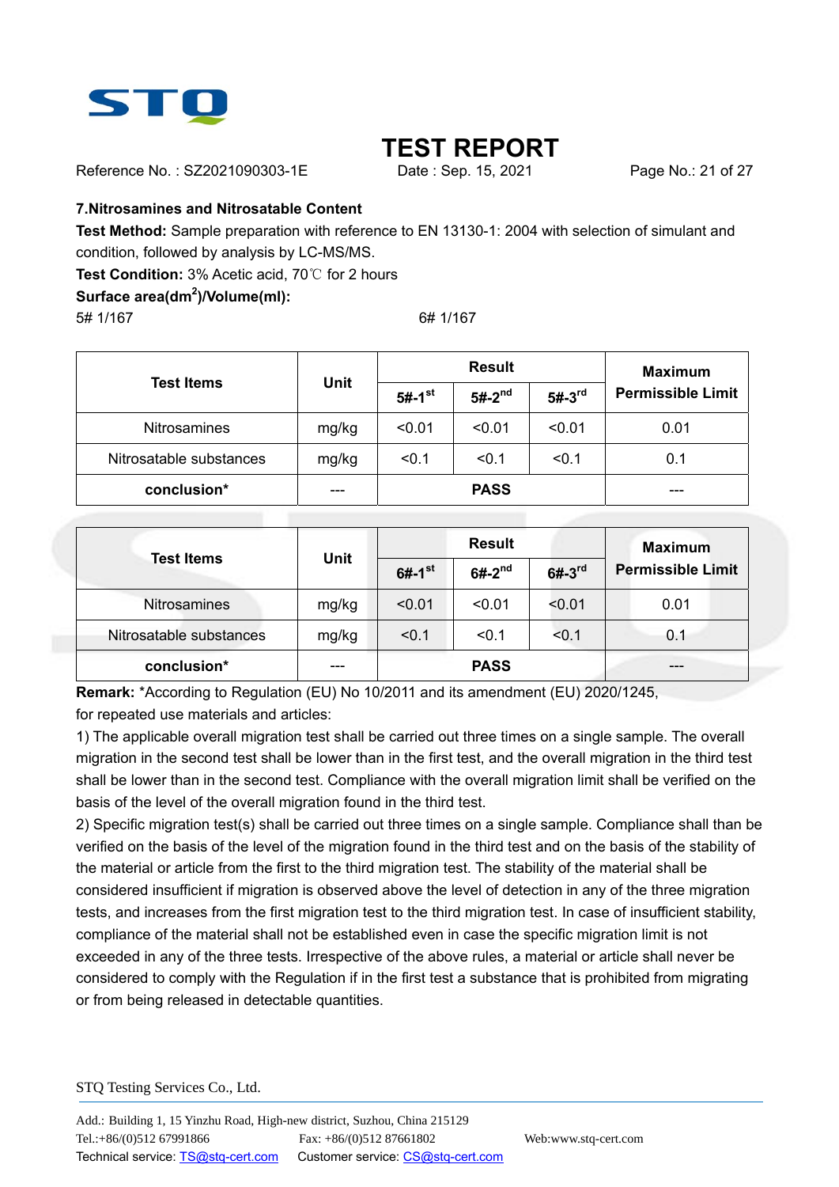**TEST REPORT**

Reference No. : SZ2021090303-1E Date : Sep. 15, 2021

## 7.Nitrosamines and Nitrosatable Content

**Test Method:** Sample preparation with reference to EN 13130-1: 2004 with selection of simulant and condition, followed by analysis by LC-MS/MS.

**Test Condition:** 3% Acetic acid, 70℃ for 2 hours

**Surface area($dm^2$)/Volume(ml):**

5# 1/167 6# 1/167

| Test Items | Unit | Result | | | Maximum Permissible Limit |
|---|---|---|---|---|---|
| | | 5#-1st | 5#-2nd | 5#-3rd | |
| Nitrosamines | mg/kg | <0.01 | <0.01 | <0.01 | 0.01 |
| Nitrosatable substances | mg/kg | <0.1 | <0.1 | <0.1 | 0.1 |
| **conclusion*** | --- | **PASS** | | | --- |

| Test Items | Unit | Result | | | Maximum Permissible Limit |
|---|---|---|---|---|---|
| | | 6#-1st | 6#-2nd | 6#-3rd | |
| Nitrosamines | mg/kg | <0.01 | <0.01 | <0.01 | 0.01 |
| Nitrosatable substances | mg/kg | <0.1 | <0.1 | <0.1 | 0.1 |
| **conclusion*** | --- | **PASS** | | | --- |

**Remark:** *According to Regulation (EU) No 10/2011 and its amendment (EU) 2020/1245, for repeated use materials and articles:

1) The applicable overall migration test shall be carried out three times on a single sample. The overall migration in the second test shall be lower than in the first test, and the overall migration in the third test shall be lower than in the second test. Compliance with the overall migration limit shall be verified on the basis of the level of the overall migration found in the third test.

2) Specific migration test(s) shall be carried out three times on a single sample. Compliance shall than be verified on the basis of the level of the migration found in the third test and on the basis of the stability of the material or article from the first to the third migration test. The stability of the material shall be considered insufficient if migration is observed above the level of detection in any of the three migration tests, and increases from the first migration test to the third migration test. In case of insufficient stability, compliance of the material shall not be established even in case the specific migration limit is not exceeded in any of the three tests. Irrespective of the above rules, a material or article shall never be considered to comply with the Regulation if in the first test a substance that is prohibited from migrating or from being released in detectable quantities.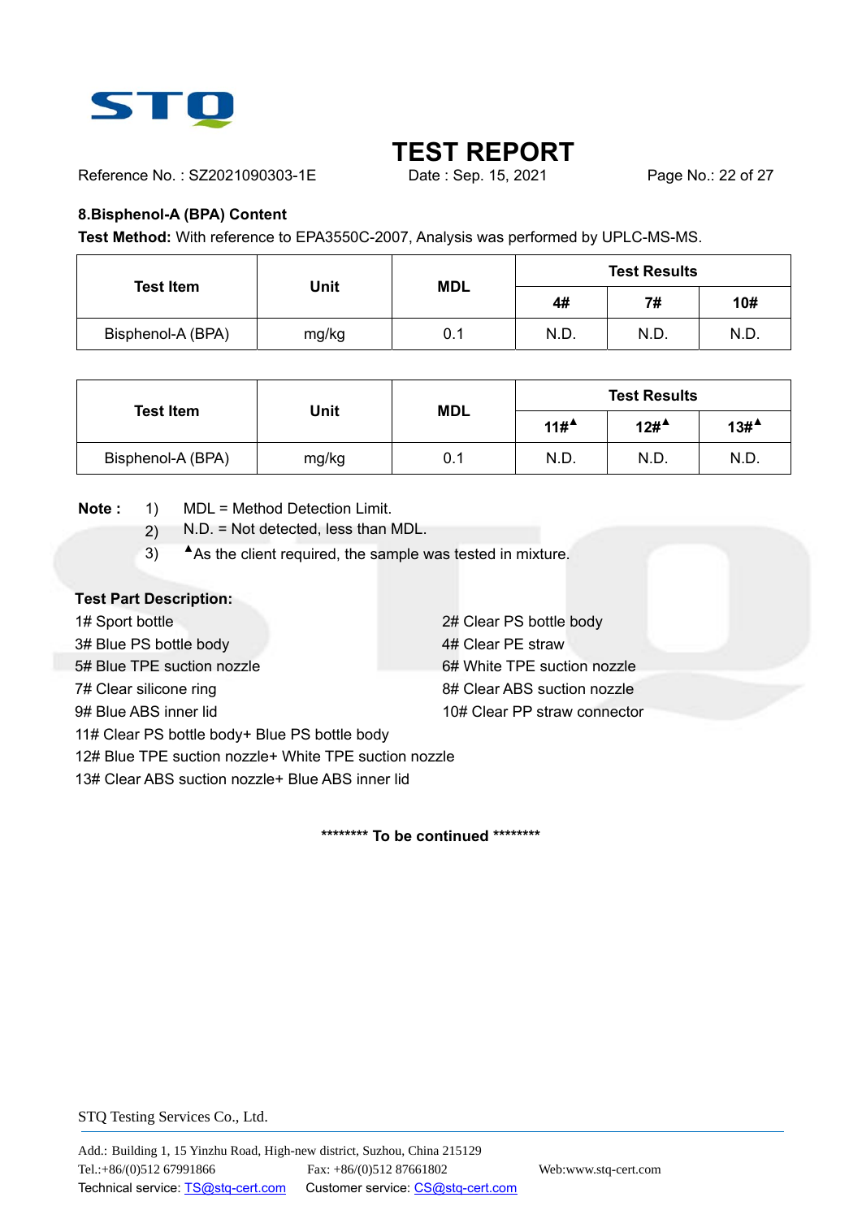# TEST REPORT

Reference No. : SZ2021090303-1E Date : Sep. 15, 2021

## 8.Bisphenol-A (BPA) Content

**Test Method:** With reference to EPA3550C-2007, Analysis was performed by UPLC-MS-MS.

| Test Item | Unit | MDL | Test Results | | |
|---|---|---|---|---|---|
| | | | 4# | 7# | 10# |
| Bisphenol-A (BPA) | mg/kg | 0.1 | N.D. | N.D. | N.D. |

| Test Item | Unit | MDL | Test Results | | |
|---|---|---|---|---|---|
| | | | 11#▲ | 12#▲ | 13#▲ |
| Bisphenol-A (BPA) | mg/kg | 0.1 | N.D. | N.D. | N.D. |

**Note :**
1) MDL = Method Detection Limit.
2) N.D. = Not detected, less than MDL.
3) ▲As the client required, the sample was tested in mixture.

**Test Part Description:**

1# Sport bottle
2# Clear PS bottle body
3# Blue PS bottle body
4# Clear PE straw
5# Blue TPE suction nozzle
6# White TPE suction nozzle
7# Clear silicone ring
8# Clear ABS suction nozzle
9# Blue ABS inner lid
10# Clear PP straw connector
11# Clear PS bottle body+ Blue PS bottle body
12# Blue TPE suction nozzle+ White TPE suction nozzle
13# Clear ABS suction nozzle+ Blue ABS inner lid

**\*\*\*\*\*\*\*\* To be continued \*\*\*\*\*\*\*\***

STQ Testing Services Co., Ltd.

Add.: Building 1, 15 Yinzhu Road, High-new district, Suzhou, China 215129
Tel.:+86/(0)512 67991866 Fax: +86/(0)512 87661802 Web:www.stq-cert.com
Technical service: TS@stq-cert.com Customer service: CS@stq-cert.com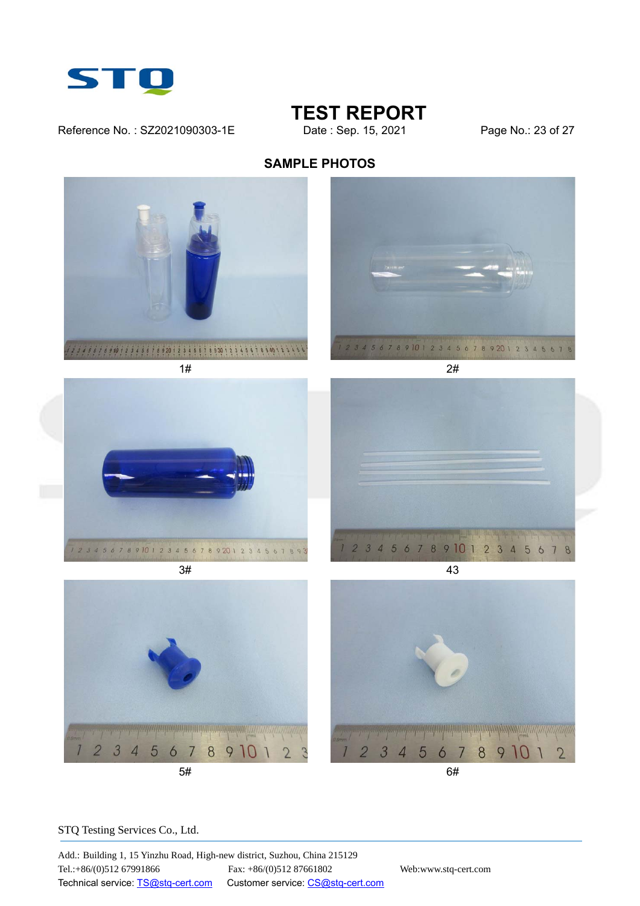## SAMPLE PHOTOS

1#

2#

3#

43

5#

6#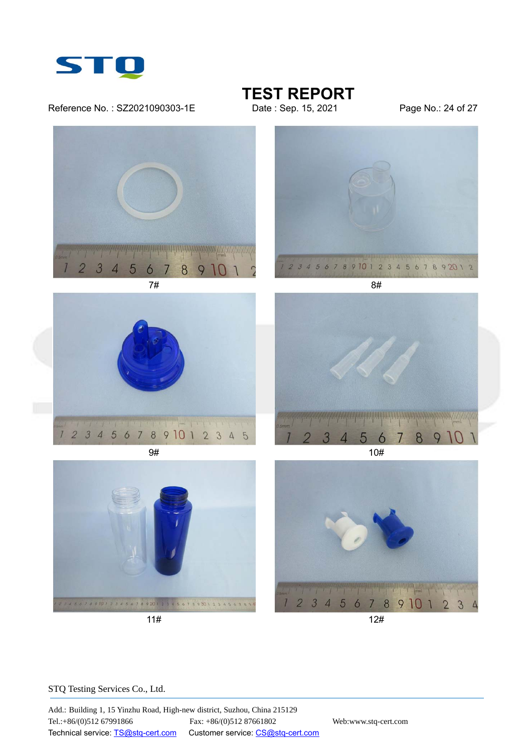# TEST REPORT

Reference No. : SZ2021090303-1E　　Date : Sep. 15, 2021

7#

8#

9#

10#

11#

12#

STQ Testing Services Co., Ltd.

Add.: Building 1, 15 Yinzhu Road, High-new district, Suzhou, China 215129
Tel.:+86/(0)512 67991866　　Fax: +86/(0)512 87661802　　Web:www.stq-cert.com
Technical service: TS@stq-cert.com　　Customer service: CS@stq-cert.com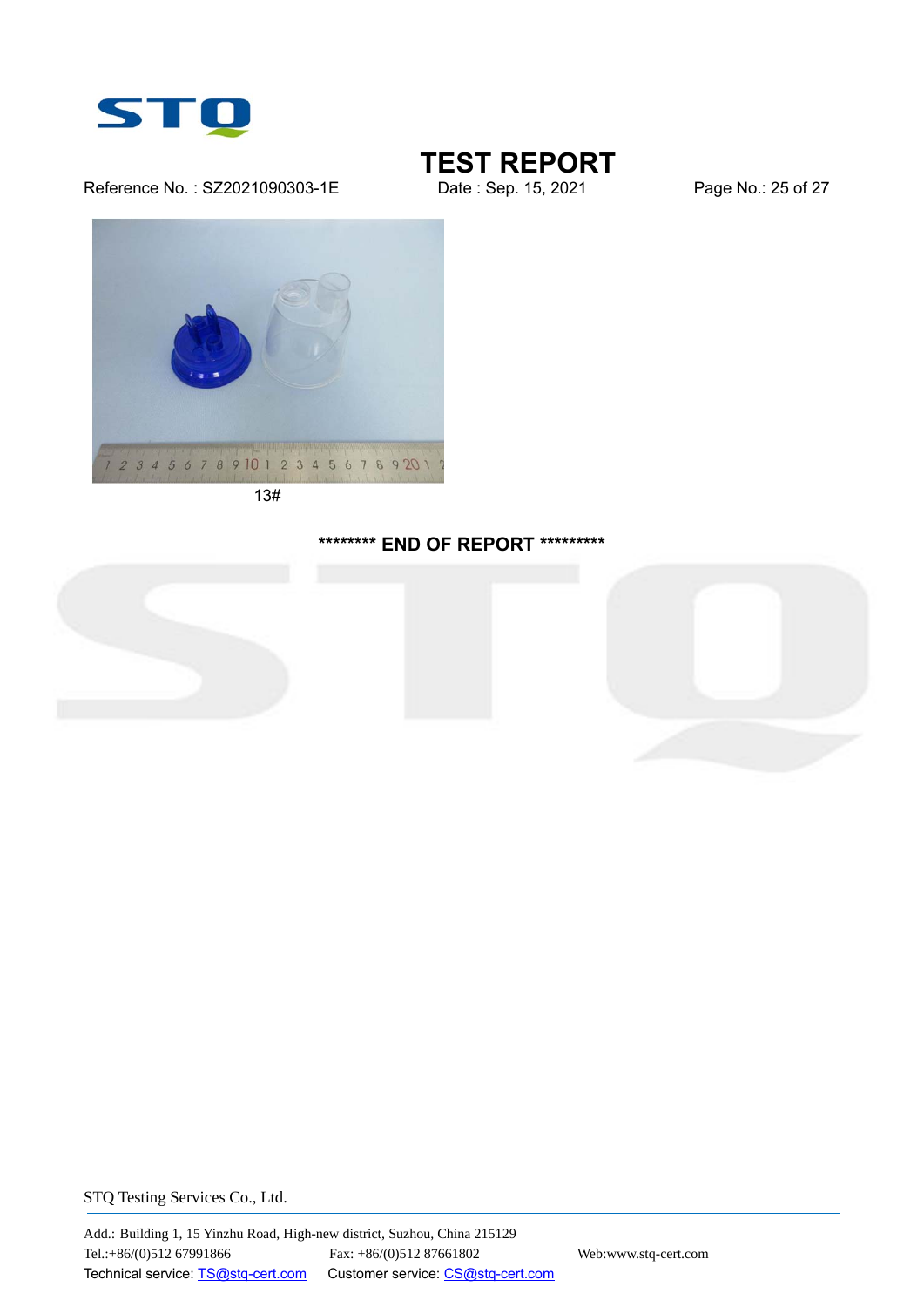13#

******** END OF REPORT *********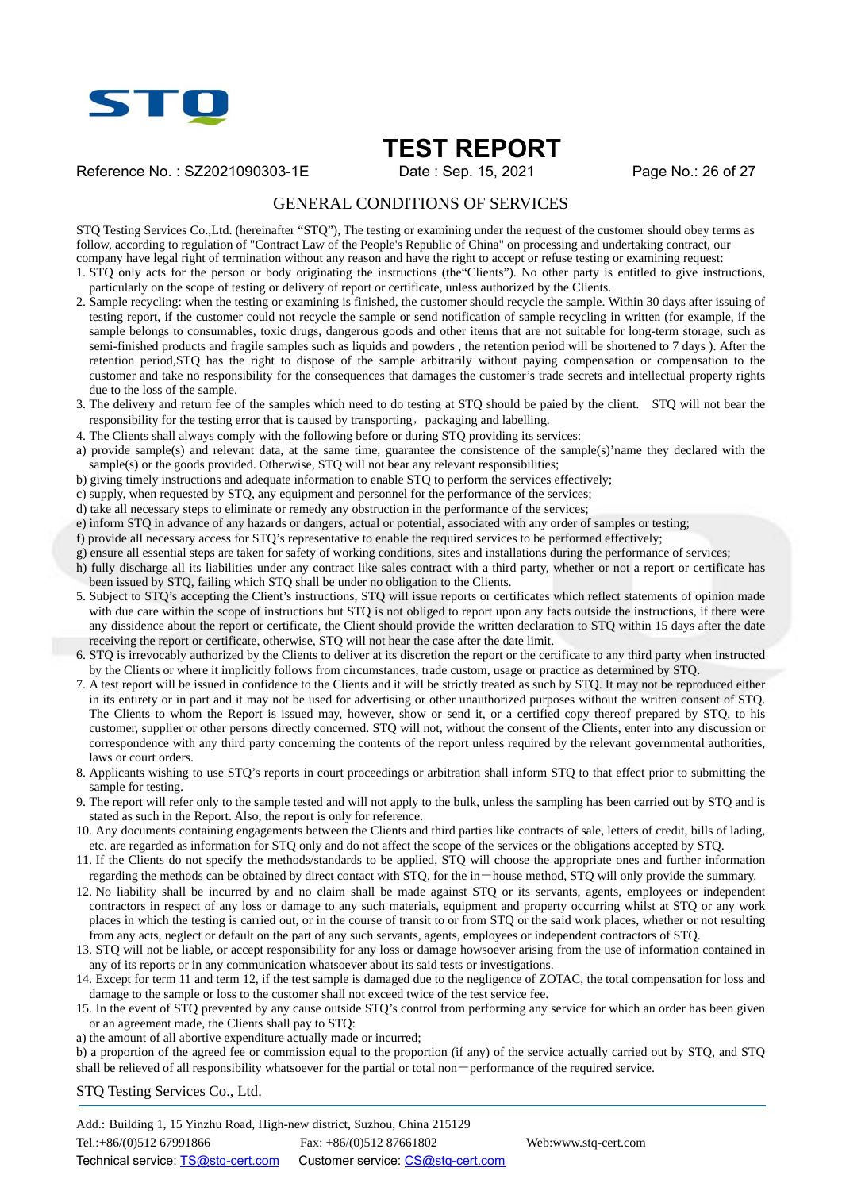# TEST REPORT

Reference No. : SZ2021090303-1E     Date : Sep. 15, 2021

## GENERAL CONDITIONS OF SERVICES

STQ Testing Services Co.,Ltd. (hereinafter "STQ"), The testing or examining under the request of the customer should obey terms as follow, according to regulation of "Contract Law of the People's Republic of China" on processing and undertaking contract, our company have legal right of termination without any reason and have the right to accept or refuse testing or examining request:

1. STQ only acts for the person or body originating the instructions (the"Clients"). No other party is entitled to give instructions, particularly on the scope of testing or delivery of report or certificate, unless authorized by the Clients.
2. Sample recycling: when the testing or examining is finished, the customer should recycle the sample. Within 30 days after issuing of testing report, if the customer could not recycle the sample or send notification of sample recycling in written (for example, if the sample belongs to consumables, toxic drugs, dangerous goods and other items that are not suitable for long-term storage, such as semi-finished products and fragile samples such as liquids and powders , the retention period will be shortened to 7 days ). After the retention period,STQ has the right to dispose of the sample arbitrarily without paying compensation or compensation to the customer and take no responsibility for the consequences that damages the customer's trade secrets and intellectual property rights due to the loss of the sample.
3. The delivery and return fee of the samples which need to do testing at STQ should be paied by the client. STQ will not bear the responsibility for the testing error that is caused by transporting, packaging and labelling.
4. The Clients shall always comply with the following before or during STQ providing its services:

a) provide sample(s) and relevant data, at the same time, guarantee the consistence of the sample(s)'name they declared with the sample(s) or the goods provided. Otherwise, STQ will not bear any relevant responsibilities;
b) giving timely instructions and adequate information to enable STQ to perform the services effectively;
c) supply, when requested by STQ, any equipment and personnel for the performance of the services;
d) take all necessary steps to eliminate or remedy any obstruction in the performance of the services;
e) inform STQ in advance of any hazards or dangers, actual or potential, associated with any order of samples or testing;
f) provide all necessary access for STQ's representative to enable the required services to be performed effectively;
g) ensure all essential steps are taken for safety of working conditions, sites and installations during the performance of services;
h) fully discharge all its liabilities under any contract like sales contract with a third party, whether or not a report or certificate has been issued by STQ, failing which STQ shall be under no obligation to the Clients.

5. Subject to STQ's accepting the Client's instructions, STQ will issue reports or certificates which reflect statements of opinion made with due care within the scope of instructions but STQ is not obliged to report upon any facts outside the instructions, if there were any dissidence about the report or certificate, the Client should provide the written declaration to STQ within 15 days after the date receiving the report or certificate, otherwise, STQ will not hear the case after the date limit.
6. STQ is irrevocably authorized by the Clients to deliver at its discretion the report or the certificate to any third party when instructed by the Clients or where it implicitly follows from circumstances, trade custom, usage or practice as determined by STQ.
7. A test report will be issued in confidence to the Clients and it will be strictly treated as such by STQ. It may not be reproduced either in its entirety or in part and it may not be used for advertising or other unauthorized purposes without the written consent of STQ. The Clients to whom the Report is issued may, however, show or send it, or a certified copy thereof prepared by STQ, to his customer, supplier or other persons directly concerned. STQ will not, without the consent of the Clients, enter into any discussion or correspondence with any third party concerning the contents of the report unless required by the relevant governmental authorities, laws or court orders.
8. Applicants wishing to use STQ's reports in court proceedings or arbitration shall inform STQ to that effect prior to submitting the sample for testing.
9. The report will refer only to the sample tested and will not apply to the bulk, unless the sampling has been carried out by STQ and is stated as such in the Report. Also, the report is only for reference.
10. Any documents containing engagements between the Clients and third parties like contracts of sale, letters of credit, bills of lading, etc. are regarded as information for STQ only and do not affect the scope of the services or the obligations accepted by STQ.
11. If the Clients do not specify the methods/standards to be applied, STQ will choose the appropriate ones and further information regarding the methods can be obtained by direct contact with STQ, for the in—house method, STQ will only provide the summary.
12. No liability shall be incurred by and no claim shall be made against STQ or its servants, agents, employees or independent contractors in respect of any loss or damage to any such materials, equipment and property occurring whilst at STQ or any work places in which the testing is carried out, or in the course of transit to or from STQ or the said work places, whether or not resulting from any acts, neglect or default on the part of any such servants, agents, employees or independent contractors of STQ.
13. STQ will not be liable, or accept responsibility for any loss or damage howsoever arising from the use of information contained in any of its reports or in any communication whatsoever about its said tests or investigations.
14. Except for term 11 and term 12, if the test sample is damaged due to the negligence of ZOTAC, the total compensation for loss and damage to the sample or loss to the customer shall not exceed twice of the test service fee.
15. In the event of STQ prevented by any cause outside STQ's control from performing any service for which an order has been given or an agreement made, the Clients shall pay to STQ:

a) the amount of all abortive expenditure actually made or incurred;
b) a proportion of the agreed fee or commission equal to the proportion (if any) of the service actually carried out by STQ, and STQ shall be relieved of all responsibility whatsoever for the partial or total non—performance of the required service.

STQ Testing Services Co., Ltd.

Add.: Building 1, 15 Yinzhu Road, High-new district, Suzhou, China 215129
Tel.:+86/(0)512 67991866    Fax: +86/(0)512 87661802    Web:www.stq-cert.com
Technical service: TS@stq-cert.com    Customer service: CS@stq-cert.com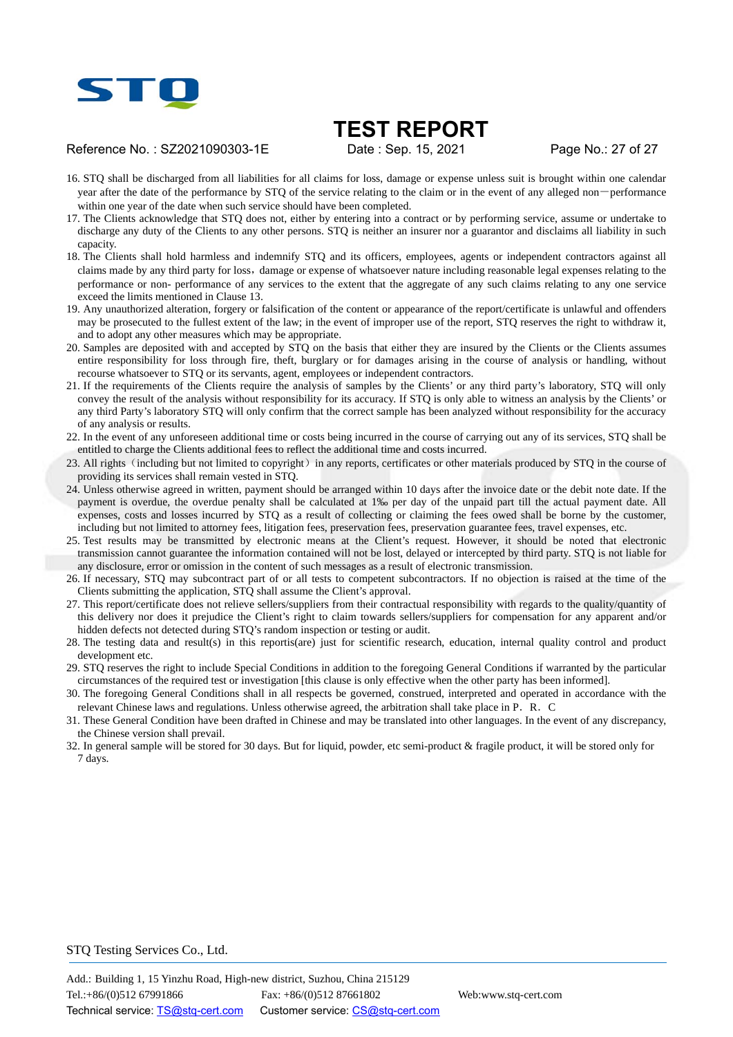16. STQ shall be discharged from all liabilities for all claims for loss, damage or expense unless suit is brought within one calendar year after the date of the performance by STQ of the service relating to the claim or in the event of any alleged non－performance within one year of the date when such service should have been completed.
17. The Clients acknowledge that STQ does not, either by entering into a contract or by performing service, assume or undertake to discharge any duty of the Clients to any other persons. STQ is neither an insurer nor a guarantor and disclaims all liability in such capacity.
18. The Clients shall hold harmless and indemnify STQ and its officers, employees, agents or independent contractors against all claims made by any third party for loss，damage or expense of whatsoever nature including reasonable legal expenses relating to the performance or non- performance of any services to the extent that the aggregate of any such claims relating to any one service exceed the limits mentioned in Clause 13.
19. Any unauthorized alteration, forgery or falsification of the content or appearance of the report/certificate is unlawful and offenders may be prosecuted to the fullest extent of the law; in the event of improper use of the report, STQ reserves the right to withdraw it, and to adopt any other measures which may be appropriate.
20. Samples are deposited with and accepted by STQ on the basis that either they are insured by the Clients or the Clients assumes entire responsibility for loss through fire, theft, burglary or for damages arising in the course of analysis or handling, without recourse whatsoever to STQ or its servants, agent, employees or independent contractors.
21. If the requirements of the Clients require the analysis of samples by the Clients' or any third party's laboratory, STQ will only convey the result of the analysis without responsibility for its accuracy. If STQ is only able to witness an analysis by the Clients' or any third Party's laboratory STQ will only confirm that the correct sample has been analyzed without responsibility for the accuracy of any analysis or results.
22. In the event of any unforeseen additional time or costs being incurred in the course of carrying out any of its services, STQ shall be entitled to charge the Clients additional fees to reflect the additional time and costs incurred.
23. All rights（including but not limited to copyright）in any reports, certificates or other materials produced by STQ in the course of providing its services shall remain vested in STQ.
24. Unless otherwise agreed in written, payment should be arranged within 10 days after the invoice date or the debit note date. If the payment is overdue, the overdue penalty shall be calculated at 1‰ per day of the unpaid part till the actual payment date. All expenses, costs and losses incurred by STQ as a result of collecting or claiming the fees owed shall be borne by the customer, including but not limited to attorney fees, litigation fees, preservation fees, preservation guarantee fees, travel expenses, etc.
25. Test results may be transmitted by electronic means at the Client's request. However, it should be noted that electronic transmission cannot guarantee the information contained will not be lost, delayed or intercepted by third party. STQ is not liable for any disclosure, error or omission in the content of such messages as a result of electronic transmission.
26. If necessary, STQ may subcontract part of or all tests to competent subcontractors. If no objection is raised at the time of the Clients submitting the application, STQ shall assume the Client's approval.
27. This report/certificate does not relieve sellers/suppliers from their contractual responsibility with regards to the quality/quantity of this delivery nor does it prejudice the Client's right to claim towards sellers/suppliers for compensation for any apparent and/or hidden defects not detected during STQ's random inspection or testing or audit.
28. The testing data and result(s) in this reportis(are) just for scientific research, education, internal quality control and product development etc.
29. STQ reserves the right to include Special Conditions in addition to the foregoing General Conditions if warranted by the particular circumstances of the required test or investigation [this clause is only effective when the other party has been informed].
30. The foregoing General Conditions shall in all respects be governed, construed, interpreted and operated in accordance with the relevant Chinese laws and regulations. Unless otherwise agreed, the arbitration shall take place in P．R．C
31. These General Condition have been drafted in Chinese and may be translated into other languages. In the event of any discrepancy, the Chinese version shall prevail.
32. In general sample will be stored for 30 days. But for liquid, powder, etc semi-product & fragile product, it will be stored only for 7 days.